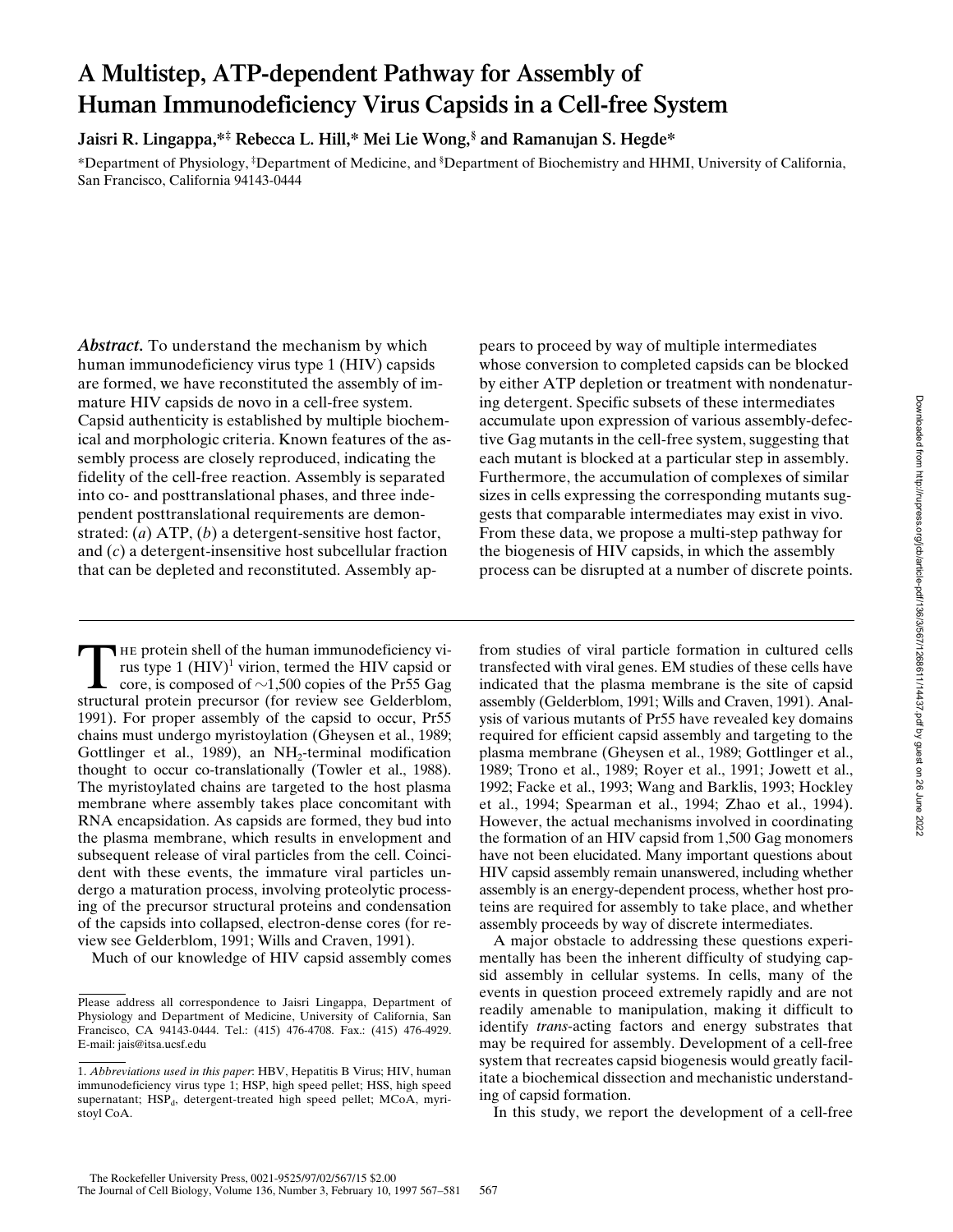# A Multistep, ATP-dependent Pathway for Assembly of Human Immunodeficiency Virus Capsids in a Cell-free System

**Jaisri R. Lingappa,*‡ Rebecca L. Hill,* Mei Lie Wong,§ and Ramanujan S. Hegde***

*Department of Physiology, ‡Department of Medicine, and §Department of Biochemistry and HHMI, University of California, San Francisco, California 94143-0444

***Abstract.*** To understand the mechanism by which human immunodeficiency virus type 1 (HIV) capsids are formed, we have reconstituted the assembly of immature HIV capsids de novo in a cell-free system. Capsid authenticity is established by multiple biochemical and morphologic criteria. Known features of the assembly process are closely reproduced, indicating the fidelity of the cell-free reaction. Assembly is separated into co- and posttranslational phases, and three independent posttranslational requirements are demonstrated: (*a*) ATP, (*b*) a detergent-sensitive host factor, and (*c*) a detergent-insensitive host subcellular fraction that can be depleted and reconstituted. Assembly appears to proceed by way of multiple intermediates whose conversion to completed capsids can be blocked by either ATP depletion or treatment with nondenaturing detergent. Specific subsets of these intermediates accumulate upon expression of various assembly-defective Gag mutants in the cell-free system, suggesting that each mutant is blocked at a particular step in assembly. Furthermore, the accumulation of complexes of similar sizes in cells expressing the corresponding mutants suggests that comparable intermediates may exist in vivo. From these data, we propose a multi-step pathway for the biogenesis of HIV capsids, in which the assembly process can be disrupted at a number of discrete points.

The protein shell of the human immunodeficiency virus type 1 (HIV)[1] virion, termed the HIV capsid or core, is composed of ~1,500 copies of the Pr55 Gag structural protein precursor (for review see Gelderblom, 1991). For proper assembly of the capsid to occur, Pr55 chains must undergo myristoylation (Gheysen et al., 1989; Gottlinger et al., 1989), an $NH_2$-terminal modification thought to occur co-translationally (Towler et al., 1988). The myristoylated chains are targeted to the host plasma membrane where assembly takes place concomitant with RNA encapsidation. As capsids are formed, they bud into the plasma membrane, which results in envelopment and subsequent release of viral particles from the cell. Coincident with these events, the immature viral particles undergo a maturation process, involving proteolytic processing of the precursor structural proteins and condensation of the capsids into collapsed, electron-dense cores (for review see Gelderblom, 1991; Wills and Craven, 1991).

Much of our knowledge of HIV capsid assembly comes from studies of viral particle formation in cultured cells transfected with viral genes. EM studies of these cells have indicated that the plasma membrane is the site of capsid assembly (Gelderblom, 1991; Wills and Craven, 1991). Analysis of various mutants of Pr55 have revealed key domains required for efficient capsid assembly and targeting to the plasma membrane (Gheysen et al., 1989; Gottlinger et al., 1989; Trono et al., 1989; Royer et al., 1991; Jowett et al., 1992; Facke et al., 1993; Wang and Barklis, 1993; Hockley et al., 1994; Spearman et al., 1994; Zhao et al., 1994). However, the actual mechanisms involved in coordinating the formation of an HIV capsid from 1,500 Gag monomers have not been elucidated. Many important questions about HIV capsid assembly remain unanswered, including whether assembly is an energy-dependent process, whether host proteins are required for assembly to take place, and whether assembly proceeds by way of discrete intermediates.

A major obstacle to addressing these questions experimentally has been the inherent difficulty of studying capsid assembly in cellular systems. In cells, many of the events in question proceed extremely rapidly and are not readily amenable to manipulation, making it difficult to identify *trans*-acting factors and energy substrates that may be required for assembly. Development of a cell-free system that recreates capsid biogenesis would greatly facilitate a biochemical dissection and mechanistic understanding of capsid formation.

In this study, we report the development of a cell-free

Please address all correspondence to Jaisri Lingappa, Department of Physiology and Department of Medicine, University of California, San Francisco, CA 94143-0444. Tel.: (415) 476-4708. Fax.: (415) 476-4929. E-mail: jais@itsa.ucsf.edu

1. *Abbreviations used in this paper*: HBV, Hepatitis B Virus; HIV, human immunodeficiency virus type 1; HSP, high speed pellet; HSS, high speed supernatant; $HSP_d$, detergent-treated high speed pellet; MCoA, myristoyl CoA.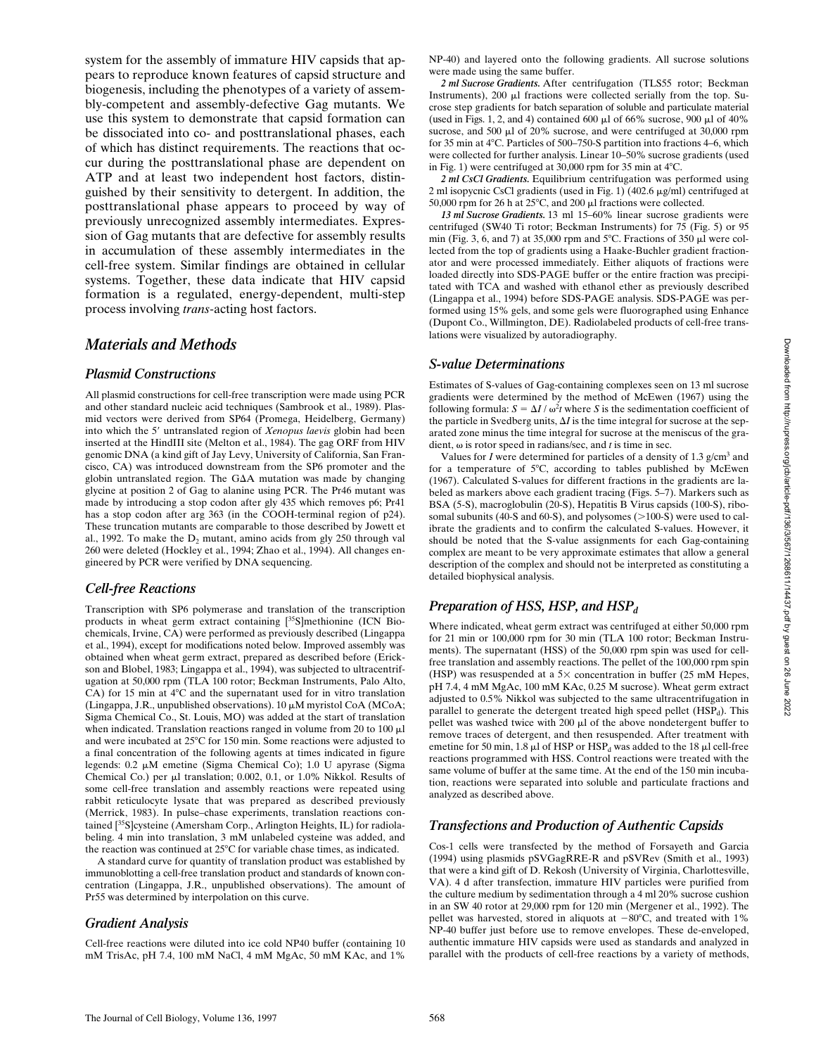system for the assembly of immature HIV capsids that appears to reproduce known features of capsid structure and biogenesis, including the phenotypes of a variety of assembly-competent and assembly-defective Gag mutants. We use this system to demonstrate that capsid formation can be dissociated into co- and posttranslational phases, each of which has distinct requirements. The reactions that occur during the posttranslational phase are dependent on ATP and at least two independent host factors, distinguished by their sensitivity to detergent. In addition, the posttranslational phase appears to proceed by way of previously unrecognized assembly intermediates. Expression of Gag mutants that are defective for assembly results in accumulation of these assembly intermediates in the cell-free system. Similar findings are obtained in cellular systems. Together, these data indicate that HIV capsid formation is a regulated, energy-dependent, multi-step process involving *trans*-acting host factors.

## Materials and Methods

### Plasmid Constructions

All plasmid constructions for cell-free transcription were made using PCR and other standard nucleic acid techniques (Sambrook et al., 1989). Plasmid vectors were derived from SP64 (Promega, Heidelberg, Germany) into which the 5′ untranslated region of *Xenopus laevis* globin had been inserted at the HindIII site (Melton et al., 1984). The gag ORF from HIV genomic DNA (a kind gift of Jay Levy, University of California, San Francisco, CA) was introduced downstream from the SP6 promoter and the globin untranslated region. The GΔA mutation was made by changing glycine at position 2 of Gag to alanine using PCR. The Pr46 mutant was made by introducing a stop codon after gly 435 which removes p6; Pr41 has a stop codon after arg 363 (in the COOH-terminal region of p24). These truncation mutants are comparable to those described by Jowett et al., 1992. To make the $D_2$ mutant, amino acids from gly 250 through val 260 were deleted (Hockley et al., 1994; Zhao et al., 1994). All changes engineered by PCR were verified by DNA sequencing.

### Cell-free Reactions

Transcription with SP6 polymerase and translation of the transcription products in wheat germ extract containing [$^{35}$S]methionine (ICN Biochemicals, Irvine, CA) were performed as previously described (Lingappa et al., 1994), except for modifications noted below. Improved assembly was obtained when wheat germ extract, prepared as described before (Erickson and Blobel, 1983; Lingappa et al., 1994), was subjected to ultracentrifugation at 50,000 rpm (TLA 100 rotor; Beckman Instruments, Palo Alto, CA) for 15 min at 4°C and the supernatant used for in vitro translation (Lingappa, J.R., unpublished observations). 10 μM myristol CoA (MCoA; Sigma Chemical Co., St. Louis, MO) was added at the start of translation when indicated. Translation reactions ranged in volume from 20 to 100 μl and were incubated at 25°C for 150 min. Some reactions were adjusted to a final concentration of the following agents at times indicated in figure legends: 0.2 μM emetine (Sigma Chemical Co); 1.0 U apyrase (Sigma Chemical Co.) per μl translation; 0.002, 0.1, or 1.0% Nikkol. Results of some cell-free translation and assembly reactions were repeated using rabbit reticulocyte lysate that was prepared as described previously (Merrick, 1983). In pulse–chase experiments, translation reactions contained [$^{35}$S]cysteine (Amersham Corp., Arlington Heights, IL) for radiolabeling. 4 min into translation, 3 mM unlabeled cysteine was added, and the reaction was continued at 25°C for variable chase times, as indicated.

A standard curve for quantity of translation product was established by immunoblotting a cell-free translation product and standards of known concentration (Lingappa, J.R., unpublished observations). The amount of Pr55 was determined by interpolation on this curve.

### Gradient Analysis

Cell-free reactions were diluted into ice cold NP40 buffer (containing 10 mM TrisAc, pH 7.4, 100 mM NaCl, 4 mM MgAc, 50 mM KAc, and 1% NP-40) and layered onto the following gradients. All sucrose solutions were made using the same buffer.

*2 ml Sucrose Gradients.* After centrifugation (TLS55 rotor; Beckman Instruments), 200 μl fractions were collected serially from the top. Sucrose step gradients for batch separation of soluble and particulate material (used in Figs. 1, 2, and 4) contained 600 μl of 66% sucrose, 900 μl of 40% sucrose, and 500 μl of 20% sucrose, and were centrifuged at 30,000 rpm for 35 min at 4°C. Particles of 500–750-S partition into fractions 4–6, which were collected for further analysis. Linear 10–50% sucrose gradients (used in Fig. 1) were centrifuged at 30,000 rpm for 35 min at 4°C.

*2 ml CsCl Gradients.* Equilibrium centrifugation was performed using 2 ml isopycnic CsCl gradients (used in Fig. 1) (402.6 μg/ml) centrifuged at 50,000 rpm for 26 h at 25°C, and 200 μl fractions were collected.

*13 ml Sucrose Gradients.* 13 ml 15–60% linear sucrose gradients were centrifuged (SW40 Ti rotor; Beckman Instruments) for 75 (Fig. 5) or 95 min (Fig. 3, 6, and 7) at 35,000 rpm and 5°C. Fractions of 350 μl were collected from the top of gradients using a Haake-Buchler gradient fractionator and were processed immediately. Either aliquots of fractions were loaded directly into SDS-PAGE buffer or the entire fraction was precipitated with TCA and washed with ethanol ether as previously described (Lingappa et al., 1994) before SDS-PAGE analysis. SDS-PAGE was performed using 15% gels, and some gels were fluorographed using Enhance (Dupont Co., Willmington, DE). Radiolabeled products of cell-free translations were visualized by autoradiography.

### S-value Determinations

Estimates of S-values of Gag-containing complexes seen on 13 ml sucrose gradients were determined by the method of McEwen (1967) using the following formula: $S = \Delta I / \omega^2 t$ where $S$ is the sedimentation coefficient of the particle in Svedberg units, $\Delta I$ is the time integral for sucrose at the separated zone minus the time integral for sucrose at the meniscus of the gradient, $\omega$ is rotor speed in radians/sec, and $t$ is time in sec.

Values for $I$ were determined for particles of a density of 1.3 g/cm$^3$ and for a temperature of 5°C, according to tables published by McEwen (1967). Calculated S-values for different fractions in the gradients are labeled as markers above each gradient tracing (Figs. 5–7). Markers such as BSA (5-S), macroglobulin (20-S), Hepatitis B Virus capsids (100-S), ribosomal subunits (40-S and 60-S), and polysomes (>100-S) were used to calibrate the gradients and to confirm the calculated S-values. However, it should be noted that the S-value assignments for each Gag-containing complex are meant to be very approximate estimates that allow a general description of the complex and should not be interpreted as constituting a detailed biophysical analysis.

### Preparation of HSS, HSP, and $HSP_d$

Where indicated, wheat germ extract was centrifuged at either 50,000 rpm for 21 min or 100,000 rpm for 30 min (TLA 100 rotor; Beckman Instruments). The supernatant (HSS) of the 50,000 rpm spin was used for cell-free translation and assembly reactions. The pellet of the 100,000 rpm spin (HSP) was resuspended at a 5× concentration in buffer (25 mM Hepes, pH 7.4, 4 mM MgAc, 100 mM KAc, 0.25 M sucrose). Wheat germ extract adjusted to 0.5% Nikkol was subjected to the same ultracentrifugation in parallel to generate the detergent treated high speed pellet ($HSP_d$). This pellet was washed twice with 200 μl of the above nondetergent buffer to remove traces of detergent, and then resuspended. After treatment with emetine for 50 min, 1.8 μl of HSP or $HSP_d$ was added to the 18 μl cell-free reactions programmed with HSS. Control reactions were treated with the same volume of buffer at the same time. At the end of the 150 min incubation, reactions were separated into soluble and particulate fractions and analyzed as described above.

### Transfections and Production of Authentic Capsids

Cos-1 cells were transfected by the method of Forsayeth and Garcia (1994) using plasmids pSVGagRRE-R and pSVRev (Smith et al., 1993) that were a kind gift of D. Rekosh (University of Virginia, Charlottesville, VA). 4 d after transfection, immature HIV particles were purified from the culture medium by sedimentation through a 4 ml 20% sucrose cushion in an SW 40 rotor at 29,000 rpm for 120 min (Mergener et al., 1992). The pellet was harvested, stored in aliquots at −80°C, and treated with 1% NP-40 buffer just before use to remove envelopes. These de-enveloped, authentic immature HIV capsids were used as standards and analyzed in parallel with the products of cell-free reactions by a variety of methods,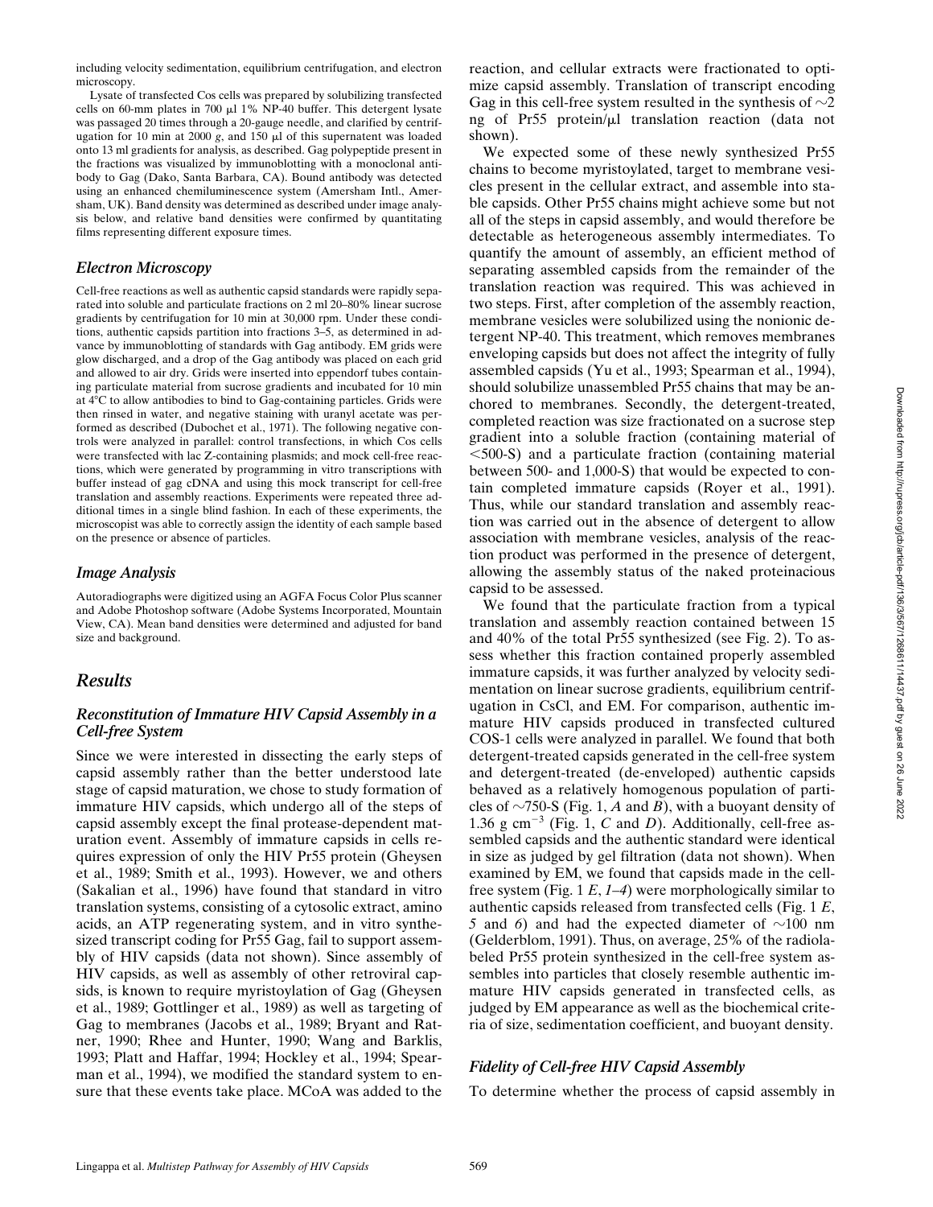including velocity sedimentation, equilibrium centrifugation, and electron microscopy.

Lysate of transfected Cos cells was prepared by solubilizing transfected cells on 60-mm plates in 700 μl 1% NP-40 buffer. This detergent lysate was passaged 20 times through a 20-gauge needle, and clarified by centrifugation for 10 min at 2000 *g*, and 150 μl of this supernatant was loaded onto 13 ml gradients for analysis, as described. Gag polypeptide present in the fractions was visualized by immunoblotting with a monoclonal antibody to Gag (Dako, Santa Barbara, CA). Bound antibody was detected using an enhanced chemiluminescence system (Amersham Intl., Amersham, UK). Band density was determined as described under image analysis below, and relative band densities were confirmed by quantitating films representing different exposure times.

### *Electron Microscopy*

Cell-free reactions as well as authentic capsid standards were rapidly separated into soluble and particulate fractions on 2 ml 20–80% linear sucrose gradients by centrifugation for 10 min at 30,000 rpm. Under these conditions, authentic capsids partition into fractions 3–5, as determined in advance by immunoblotting of standards with Gag antibody. EM grids were glow discharged, and a drop of the Gag antibody was placed on each grid and allowed to air dry. Grids were inserted into eppendorf tubes containing particulate material from sucrose gradients and incubated for 10 min at 4°C to allow antibodies to bind to Gag-containing particles. Grids were then rinsed in water, and negative staining with uranyl acetate was performed as described (Dubochet et al., 1971). The following negative controls were analyzed in parallel: control transfections, in which Cos cells were transfected with lac Z-containing plasmids; and mock cell-free reactions, which were generated by programming in vitro transcriptions with buffer instead of gag cDNA and using this mock transcript for cell-free translation and assembly reactions. Experiments were repeated three additional times in a single blind fashion. In each of these experiments, the microscopist was able to correctly assign the identity of each sample based on the presence or absence of particles.

### *Image Analysis*

Autoradiographs were digitized using an AGFA Focus Color Plus scanner and Adobe Photoshop software (Adobe Systems Incorporated, Mountain View, CA). Mean band densities were determined and adjusted for band size and background.

## *Results*

### *Reconstitution of Immature HIV Capsid Assembly in a Cell-free System*

Since we were interested in dissecting the early steps of capsid assembly rather than the better understood late stage of capsid maturation, we chose to study formation of immature HIV capsids, which undergo all of the steps of capsid assembly except the final protease-dependent maturation event. Assembly of immature capsids in cells requires expression of only the HIV Pr55 protein (Gheysen et al., 1989; Smith et al., 1993). However, we and others (Sakalian et al., 1996) have found that standard in vitro translation systems, consisting of a cytosolic extract, amino acids, an ATP regenerating system, and in vitro synthesized transcript coding for Pr55 Gag, fail to support assembly of HIV capsids (data not shown). Since assembly of HIV capsids, as well as assembly of other retroviral capsids, is known to require myristoylation of Gag (Gheysen et al., 1989; Gottlinger et al., 1989) as well as targeting of Gag to membranes (Jacobs et al., 1989; Bryant and Ratner, 1990; Rhee and Hunter, 1990; Wang and Barklis, 1993; Platt and Haffar, 1994; Hockley et al., 1994; Spearman et al., 1994), we modified the standard system to ensure that these events take place. MCoA was added to the reaction, and cellular extracts were fractionated to optimize capsid assembly. Translation of transcript encoding Gag in this cell-free system resulted in the synthesis of ~2 ng of Pr55 protein/μl translation reaction (data not shown).

We expected some of these newly synthesized Pr55 chains to become myristoylated, target to membrane vesicles present in the cellular extract, and assemble into stable capsids. Other Pr55 chains might achieve some but not all of the steps in capsid assembly, and would therefore be detectable as heterogeneous assembly intermediates. To quantify the amount of assembly, an efficient method of separating assembled capsids from the remainder of the translation reaction was required. This was achieved in two steps. First, after completion of the assembly reaction, membrane vesicles were solubilized using the nonionic detergent NP-40. This treatment, which removes membranes enveloping capsids but does not affect the integrity of fully assembled capsids (Yu et al., 1993; Spearman et al., 1994), should solubilize unassembled Pr55 chains that may be anchored to membranes. Secondly, the detergent-treated, completed reaction was size fractionated on a sucrose step gradient into a soluble fraction (containing material of <500-S) and a particulate fraction (containing material between 500- and 1,000-S) that would be expected to contain completed immature capsids (Royer et al., 1991). Thus, while our standard translation and assembly reaction was carried out in the absence of detergent to allow association with membrane vesicles, analysis of the reaction product was performed in the presence of detergent, allowing the assembly status of the naked proteinacious capsid to be assessed.

We found that the particulate fraction from a typical translation and assembly reaction contained between 15 and 40% of the total Pr55 synthesized (see Fig. 2). To assess whether this fraction contained properly assembled immature capsids, it was further analyzed by velocity sedimentation on linear sucrose gradients, equilibrium centrifugation in CsCl, and EM. For comparison, authentic immature HIV capsids produced in transfected cultured COS-1 cells were analyzed in parallel. We found that both detergent-treated capsids generated in the cell-free system and detergent-treated (de-enveloped) authentic capsids behaved as a relatively homogenous population of particles of ~750-S (Fig. 1, *A* and *B*), with a buoyant density of 1.36 g $cm^{-3}$ (Fig. 1, *C* and *D*). Additionally, cell-free assembled capsids and the authentic standard were identical in size as judged by gel filtration (data not shown). When examined by EM, we found that capsids made in the cell-free system (Fig. 1 *E*, *1–4*) were morphologically similar to authentic capsids released from transfected cells (Fig. 1 *E*, *5* and *6*) and had the expected diameter of ~100 nm (Gelderblom, 1991). Thus, on average, 25% of the radiolabeled Pr55 protein synthesized in the cell-free system assembles into particles that closely resemble authentic immature HIV capsids generated in transfected cells, as judged by EM appearance as well as the biochemical criteria of size, sedimentation coefficient, and buoyant density.

### *Fidelity of Cell-free HIV Capsid Assembly*

To determine whether the process of capsid assembly in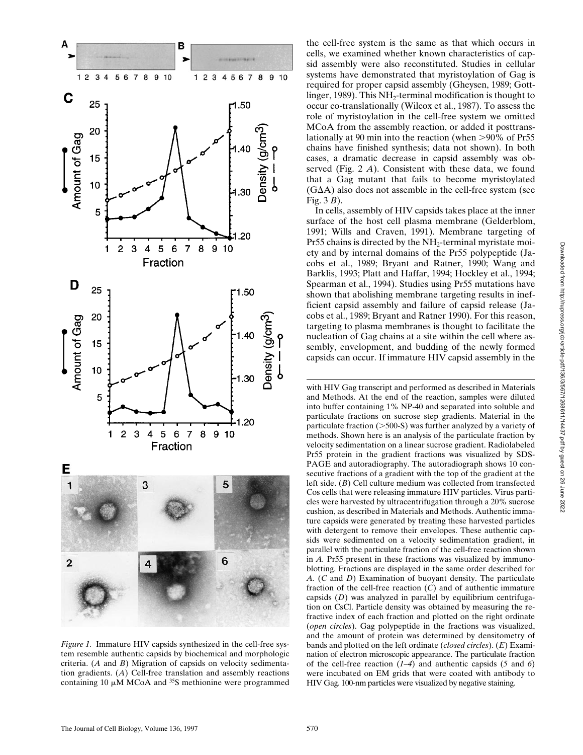the cell-free system is the same as that which occurs in cells, we examined whether known characteristics of capsid assembly were also reconstituted. Studies in cellular systems have demonstrated that myristoylation of Gag is required for proper capsid assembly (Gheysen, 1989; Gottlinger, 1989). This $NH_2$-terminal modification is thought to occur co-translationally (Wilcox et al., 1987). To assess the role of myristoylation in the cell-free system we omitted MCoA from the assembly reaction, or added it posttranslationally at 90 min into the reaction (when >90% of Pr55 chains have finished synthesis; data not shown). In both cases, a dramatic decrease in capsid assembly was observed (Fig. 2 *A*). Consistent with these data, we found that a Gag mutant that fails to become myristoylated (GΔA) also does not assemble in the cell-free system (see Fig. 3 *B*).

In cells, assembly of HIV capsids takes place at the inner surface of the host cell plasma membrane (Gelderblom, 1991; Wills and Craven, 1991). Membrane targeting of Pr55 chains is directed by the $NH_2$-terminal myristate moiety and by internal domains of the Pr55 polypeptide (Jacobs et al., 1989; Bryant and Ratner, 1990; Wang and Barklis, 1993; Platt and Haffar, 1994; Hockley et al., 1994; Spearman et al., 1994). Studies using Pr55 mutations have shown that abolishing membrane targeting results in inefficient capsid assembly and failure of capsid release (Jacobs et al., 1989; Bryant and Ratner 1990). For this reason, targeting to plasma membranes is thought to facilitate the nucleation of Gag chains at a site within the cell where assembly, envelopment, and budding of the newly formed capsids can occur. If immature HIV capsid assembly in the

*Figure 1.* Immature HIV capsids synthesized in the cell-free system resemble authentic capsids by biochemical and morphologic criteria. (*A* and *B*) Migration of capsids on velocity sedimentation gradients. (*A*) Cell-free translation and assembly reactions containing 10 μM MCoA and $^{35}S$ methionine were programmed with HIV Gag transcript and performed as described in Materials and Methods. At the end of the reaction, samples were diluted into buffer containing 1% NP-40 and separated into soluble and particulate fractions on sucrose step gradients. Material in the particulate fraction (>500-S) was further analyzed by a variety of methods. Shown here is an analysis of the particulate fraction by velocity sedimentation on a linear sucrose gradient. Radiolabeled Pr55 protein in the gradient fractions was visualized by SDS-PAGE and autoradiography. The autoradiograph shows 10 consecutive fractions of a gradient with the top of the gradient at the left side. (*B*) Cell culture medium was collected from transfected Cos cells that were releasing immature HIV particles. Virus particles were harvested by ultracentrifugation through a 20% sucrose cushion, as described in Materials and Methods. Authentic immature capsids were generated by treating these harvested particles with detergent to remove their envelopes. These authentic capsids were sedimented on a velocity sedimentation gradient, in parallel with the particulate fraction of the cell-free reaction shown in *A*. Pr55 present in these fractions was visualized by immunoblotting. Fractions are displayed in the same order described for *A*. (*C* and *D*) Examination of buoyant density. The particulate fraction of the cell-free reaction (*C*) and of authentic immature capsids (*D*) was analyzed in parallel by equilibrium centrifugation on CsCl. Particle density was obtained by measuring the refractive index of each fraction and plotted on the right ordinate (*open circles*). Gag polypeptide in the fractions was visualized, and the amount of protein was determined by densitometry of bands and plotted on the left ordinate (*closed circles*). (*E*) Examination of electron microscopic appearance. The particulate fraction of the cell-free reaction (*1*–*4*) and authentic capsids (*5* and *6*) were incubated on EM grids that were coated with antibody to HIV Gag. 100-nm particles were visualized by negative staining.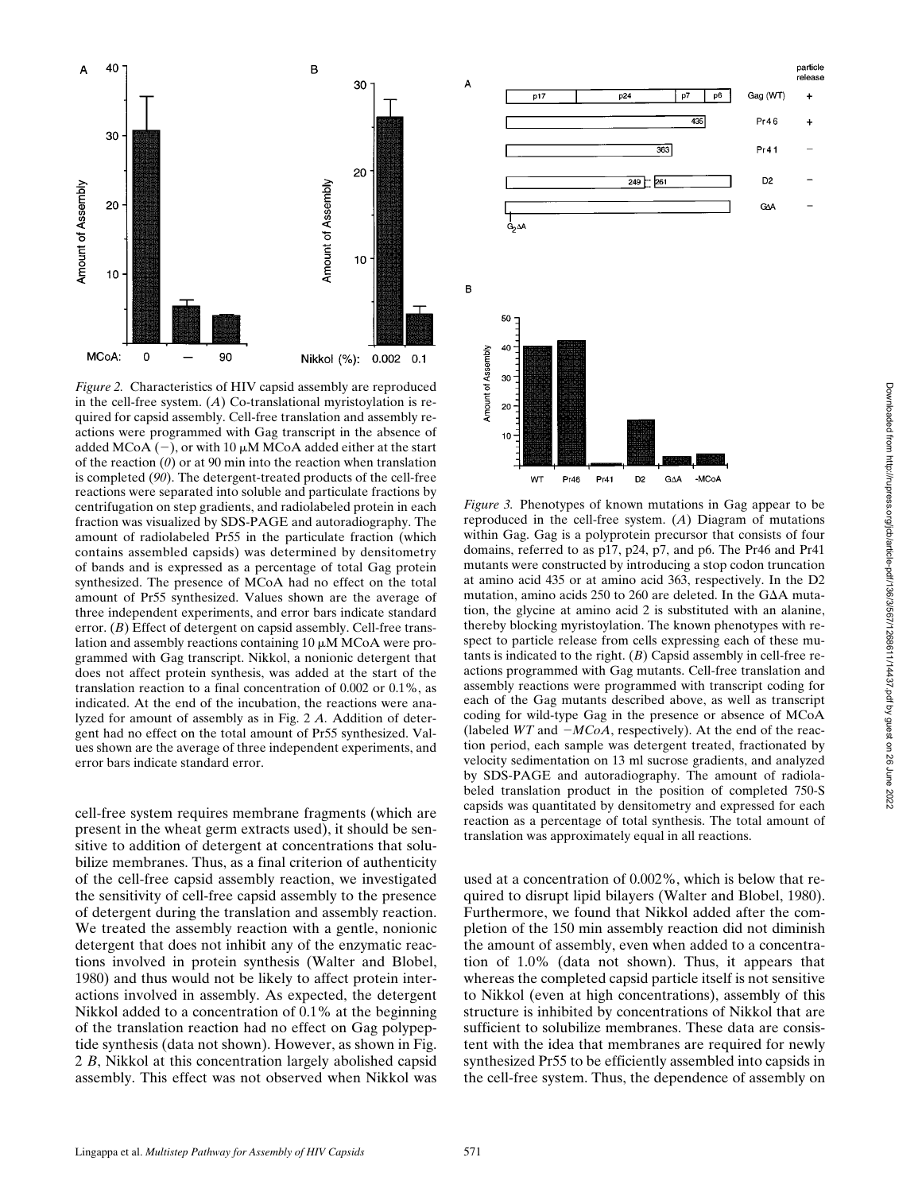*Figure 2.* Characteristics of HIV capsid assembly are reproduced in the cell-free system. (*A*) Co-translational myristoylation is required for capsid assembly. Cell-free translation and assembly reactions were programmed with Gag transcript in the absence of added MCoA (−), or with 10 μM MCoA added either at the start of the reaction (*0*) or at 90 min into the reaction when translation is completed (*90*). The detergent-treated products of the cell-free reactions were separated into soluble and particulate fractions by centrifugation on step gradients, and radiolabeled protein in each fraction was visualized by SDS-PAGE and autoradiography. The amount of radiolabeled Pr55 in the particulate fraction (which contains assembled capsids) was determined by densitometry of bands and is expressed as a percentage of total Gag protein synthesized. The presence of MCoA had no effect on the total amount of Pr55 synthesized. Values shown are the average of three independent experiments, and error bars indicate standard error. (*B*) Effect of detergent on capsid assembly. Cell-free translation and assembly reactions containing 10 μM MCoA were programmed with Gag transcript. Nikkol, a nonionic detergent that does not affect protein synthesis, was added at the start of the translation reaction to a final concentration of 0.002 or 0.1%, as indicated. At the end of the incubation, the reactions were analyzed for amount of assembly as in Fig. 2 *A*. Addition of detergent had no effect on the total amount of Pr55 synthesized. Values shown are the average of three independent experiments, and error bars indicate standard error.

*Figure 3.* Phenotypes of known mutations in Gag appear to be reproduced in the cell-free system. (*A*) Diagram of mutations within Gag. Gag is a polyprotein precursor that consists of four domains, referred to as p17, p24, p7, and p6. The Pr46 and Pr41 mutants were constructed by introducing a stop codon truncation at amino acid 435 or at amino acid 363, respectively. In the D2 mutation, amino acids 250 to 260 are deleted. In the GΔA mutation, the glycine at amino acid 2 is substituted with an alanine, thereby blocking myristoylation. The known phenotypes with respect to particle release from cells expressing each of these mutants is indicated to the right. (*B*) Capsid assembly in cell-free reactions programmed with Gag mutants. Cell-free translation and assembly reactions were programmed with transcript coding for each of the Gag mutants described above, as well as transcript coding for wild-type Gag in the presence or absence of MCoA (labeled *WT* and *−MCoA*, respectively). At the end of the reaction period, each sample was detergent treated, fractionated by velocity sedimentation on 13 ml sucrose gradients, and analyzed by SDS-PAGE and autoradiography. The amount of radiolabeled translation product in the position of completed 750-S capsids was quantitated by densitometry and expressed for each reaction as a percentage of total synthesis. The total amount of translation was approximately equal in all reactions.

cell-free system requires membrane fragments (which are present in the wheat germ extracts used), it should be sensitive to addition of detergent at concentrations that solubilize membranes. Thus, as a final criterion of authenticity of the cell-free capsid assembly reaction, we investigated the sensitivity of cell-free capsid assembly to the presence of detergent during the translation and assembly reaction. We treated the assembly reaction with a gentle, nonionic detergent that does not inhibit any of the enzymatic reactions involved in protein synthesis (Walter and Blobel, 1980) and thus would not be likely to affect protein interactions involved in assembly. As expected, the detergent Nikkol added to a concentration of 0.1% at the beginning of the translation reaction had no effect on Gag polypeptide synthesis (data not shown). However, as shown in Fig. 2 *B*, Nikkol at this concentration largely abolished capsid assembly. This effect was not observed when Nikkol was used at a concentration of 0.002%, which is below that required to disrupt lipid bilayers (Walter and Blobel, 1980). Furthermore, we found that Nikkol added after the completion of the 150 min assembly reaction did not diminish the amount of assembly, even when added to a concentration of 1.0% (data not shown). Thus, it appears that whereas the completed capsid particle itself is not sensitive to Nikkol (even at high concentrations), assembly of this structure is inhibited by concentrations of Nikkol that are sufficient to solubilize membranes. These data are consistent with the idea that membranes are required for newly synthesized Pr55 to be efficiently assembled into capsids in the cell-free system. Thus, the dependence of assembly on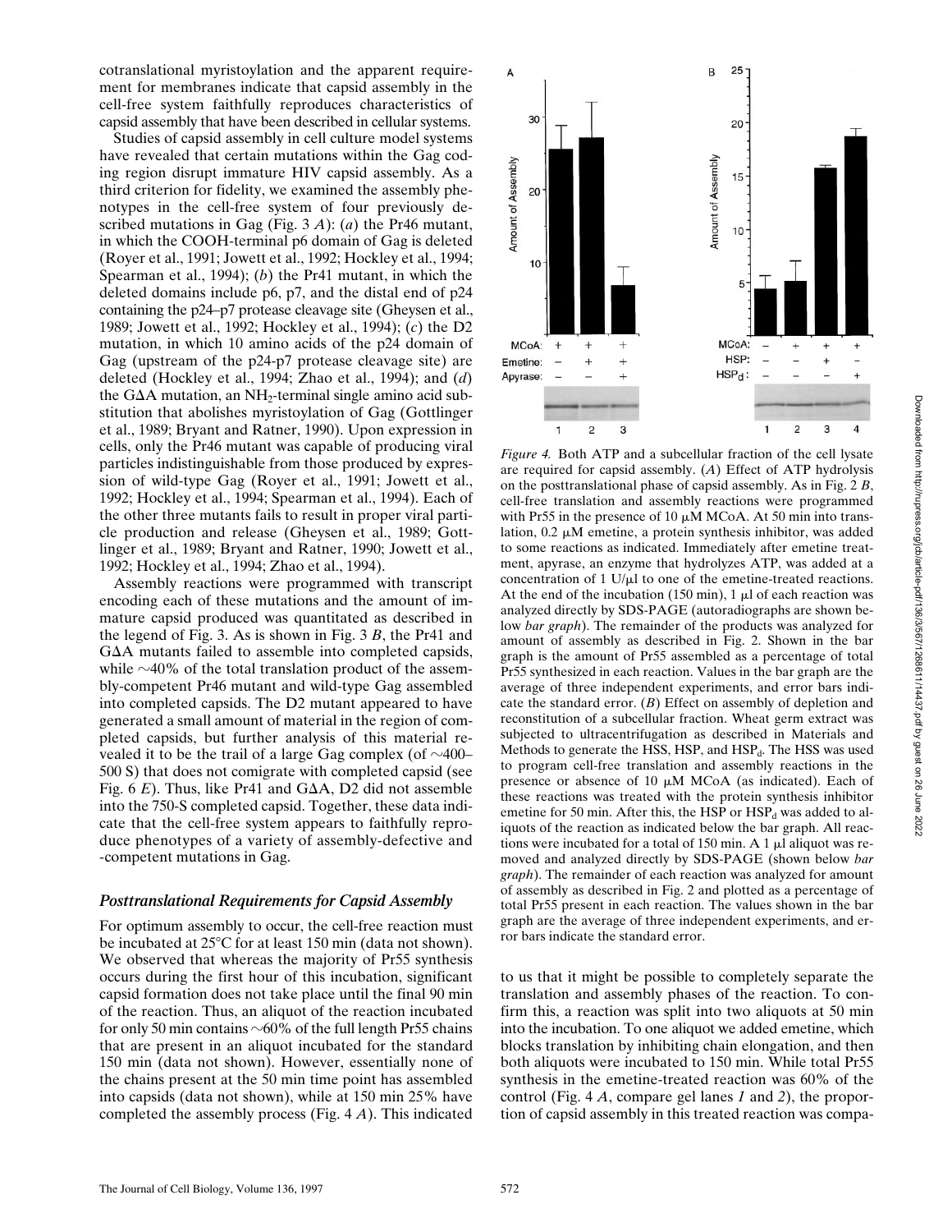cotranslational myristoylation and the apparent requirement for membranes indicate that capsid assembly in the cell-free system faithfully reproduces characteristics of capsid assembly that have been described in cellular systems.

Studies of capsid assembly in cell culture model systems have revealed that certain mutations within the Gag coding region disrupt immature HIV capsid assembly. As a third criterion for fidelity, we examined the assembly phenotypes in the cell-free system of four previously described mutations in Gag (Fig. 3 *A*): (*a*) the Pr46 mutant, in which the COOH-terminal p6 domain of Gag is deleted (Royer et al., 1991; Jowett et al., 1992; Hockley et al., 1994; Spearman et al., 1994); (*b*) the Pr41 mutant, in which the deleted domains include p6, p7, and the distal end of p24 containing the p24–p7 protease cleavage site (Gheysen et al., 1989; Jowett et al., 1992; Hockley et al., 1994); (*c*) the D2 mutation, in which 10 amino acids of the p24 domain of Gag (upstream of the p24-p7 protease cleavage site) are deleted (Hockley et al., 1994; Zhao et al., 1994); and (*d*) the GΔA mutation, an $NH_2$-terminal single amino acid substitution that abolishes myristoylation of Gag (Gottlinger et al., 1989; Bryant and Ratner, 1990). Upon expression in cells, only the Pr46 mutant was capable of producing viral particles indistinguishable from those produced by expression of wild-type Gag (Royer et al., 1991; Jowett et al., 1992; Hockley et al., 1994; Spearman et al., 1994). Each of the other three mutants fails to result in proper viral particle production and release (Gheysen et al., 1989; Gottlinger et al., 1989; Bryant and Ratner, 1990; Jowett et al., 1992; Hockley et al., 1994; Zhao et al., 1994).

Assembly reactions were programmed with transcript encoding each of these mutations and the amount of immature capsid produced was quantitated as described in the legend of Fig. 3. As is shown in Fig. 3 *B*, the Pr41 and GΔA mutants failed to assemble into completed capsids, while ~40% of the total translation product of the assembly-competent Pr46 mutant and wild-type Gag assembled into completed capsids. The D2 mutant appeared to have generated a small amount of material in the region of completed capsids, but further analysis of this material revealed it to be the trail of a large Gag complex (of ~400–500 S) that does not comigrate with completed capsid (see Fig. 6 *E*). Thus, like Pr41 and GΔA, D2 did not assemble into the 750-S completed capsid. Together, these data indicate that the cell-free system appears to faithfully reproduce phenotypes of a variety of assembly-defective and -competent mutations in Gag.

### *Posttranslational Requirements for Capsid Assembly*

For optimum assembly to occur, the cell-free reaction must be incubated at 25°C for at least 150 min (data not shown). We observed that whereas the majority of Pr55 synthesis occurs during the first hour of this incubation, significant capsid formation does not take place until the final 90 min of the reaction. Thus, an aliquot of the reaction incubated for only 50 min contains ~60% of the full length Pr55 chains that are present in an aliquot incubated for the standard 150 min (data not shown). However, essentially none of the chains present at the 50 min time point has assembled into capsids (data not shown), while at 150 min 25% have completed the assembly process (Fig. 4 *A*). This indicated to us that it might be possible to completely separate the translation and assembly phases of the reaction. To confirm this, a reaction was split into two aliquots at 50 min into the incubation. To one aliquot we added emetine, which blocks translation by inhibiting chain elongation, and then both aliquots were incubated to 150 min. While total Pr55 synthesis in the emetine-treated reaction was 60% of the control (Fig. 4 *A*, compare gel lanes *1* and *2*), the proportion of capsid assembly in this treated reaction was compa-

*Figure 4.* Both ATP and a subcellular fraction of the cell lysate are required for capsid assembly. (*A*) Effect of ATP hydrolysis on the posttranslational phase of capsid assembly. As in Fig. 2 *B*, cell-free translation and assembly reactions were programmed with Pr55 in the presence of 10 μM MCoA. At 50 min into translation, 0.2 μM emetine, a protein synthesis inhibitor, was added to some reactions as indicated. Immediately after emetine treatment, apyrase, an enzyme that hydrolyzes ATP, was added at a concentration of 1 U/μl to one of the emetine-treated reactions. At the end of the incubation (150 min), 1 μl of each reaction was analyzed directly by SDS-PAGE (autoradiographs are shown below *bar graph*). The remainder of the products was analyzed for amount of assembly as described in Fig. 2. Shown in the bar graph is the amount of Pr55 assembled as a percentage of total Pr55 synthesized in each reaction. Values in the bar graph are the average of three independent experiments, and error bars indicate the standard error. (*B*) Effect on assembly of depletion and reconstitution of a subcellular fraction. Wheat germ extract was subjected to ultracentrifugation as described in Materials and Methods to generate the HSS, HSP, and $HSP_d$. The HSS was used to program cell-free translation and assembly reactions in the presence or absence of 10 μM MCoA (as indicated). Each of these reactions was treated with the protein synthesis inhibitor emetine for 50 min. After this, the HSP or $HSP_d$ was added to aliquots of the reaction as indicated below the bar graph. All reactions were incubated for a total of 150 min. A 1 μl aliquot was removed and analyzed directly by SDS-PAGE (shown below *bar graph*). The remainder of each reaction was analyzed for amount of assembly as described in Fig. 2 and plotted as a percentage of total Pr55 present in each reaction. The values shown in the bar graph are the average of three independent experiments, and error bars indicate the standard error.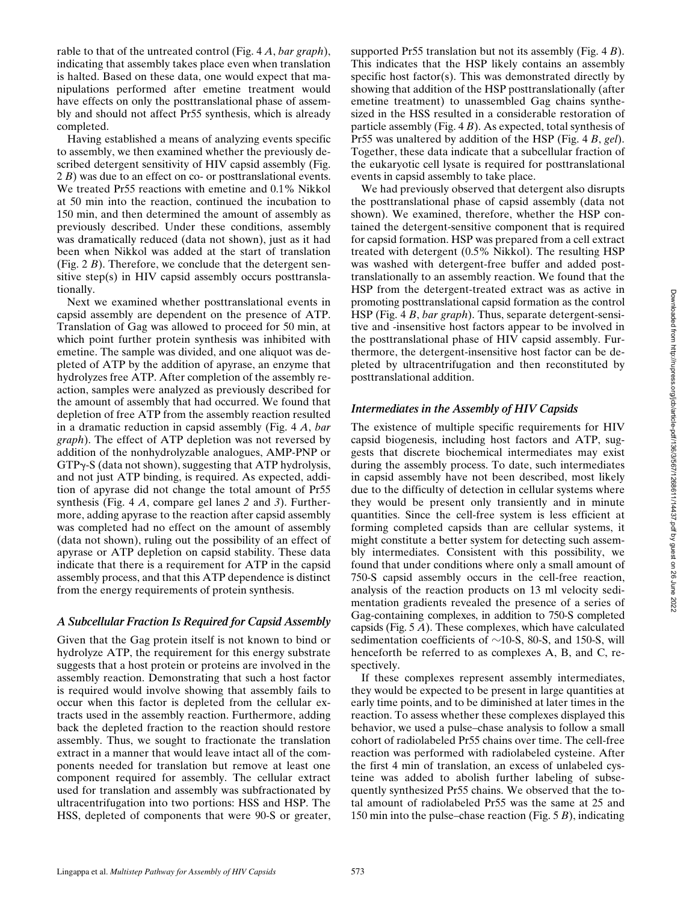rable to that of the untreated control (Fig. 4 *A*, *bar graph*), indicating that assembly takes place even when translation is halted. Based on these data, one would expect that manipulations performed after emetine treatment would have effects on only the posttranslational phase of assembly and should not affect Pr55 synthesis, which is already completed.

Having established a means of analyzing events specific to assembly, we then examined whether the previously described detergent sensitivity of HIV capsid assembly (Fig. 2 *B*) was due to an effect on co- or posttranslational events. We treated Pr55 reactions with emetine and 0.1% Nikkol at 50 min into the reaction, continued the incubation to 150 min, and then determined the amount of assembly as previously described. Under these conditions, assembly was dramatically reduced (data not shown), just as it had been when Nikkol was added at the start of translation (Fig. 2 *B*). Therefore, we conclude that the detergent sensitive step(s) in HIV capsid assembly occurs posttranslationally.

Next we examined whether posttranslational events in capsid assembly are dependent on the presence of ATP. Translation of Gag was allowed to proceed for 50 min, at which point further protein synthesis was inhibited with emetine. The sample was divided, and one aliquot was depleted of ATP by the addition of apyrase, an enzyme that hydrolyzes free ATP. After completion of the assembly reaction, samples were analyzed as previously described for the amount of assembly that had occurred. We found that depletion of free ATP from the assembly reaction resulted in a dramatic reduction in capsid assembly (Fig. 4 *A*, *bar graph*). The effect of ATP depletion was not reversed by addition of the nonhydrolyzable analogues, AMP-PNP or GTPγ-S (data not shown), suggesting that ATP hydrolysis, and not just ATP binding, is required. As expected, addition of apyrase did not change the total amount of Pr55 synthesis (Fig. 4 *A*, compare gel lanes *2* and *3*). Furthermore, adding apyrase to the reaction after capsid assembly was completed had no effect on the amount of assembly (data not shown), ruling out the possibility of an effect of apyrase or ATP depletion on capsid stability. These data indicate that there is a requirement for ATP in the capsid assembly process, and that this ATP dependence is distinct from the energy requirements of protein synthesis.

### *A Subcellular Fraction Is Required for Capsid Assembly*

Given that the Gag protein itself is not known to bind or hydrolyze ATP, the requirement for this energy substrate suggests that a host protein or proteins are involved in the assembly reaction. Demonstrating that such a host factor is required would involve showing that assembly fails to occur when this factor is depleted from the cellular extracts used in the assembly reaction. Furthermore, adding back the depleted fraction to the reaction should restore assembly. Thus, we sought to fractionate the translation extract in a manner that would leave intact all of the components needed for translation but remove at least one component required for assembly. The cellular extract used for translation and assembly was subfractionated by ultracentrifugation into two portions: HSS and HSP. The HSS, depleted of components that were 90-S or greater, supported Pr55 translation but not its assembly (Fig. 4 *B*). This indicates that the HSP likely contains an assembly specific host factor(s). This was demonstrated directly by showing that addition of the HSP posttranslationally (after emetine treatment) to unassembled Gag chains synthesized in the HSS resulted in a considerable restoration of particle assembly (Fig. 4 *B*). As expected, total synthesis of Pr55 was unaltered by addition of the HSP (Fig. 4 *B*, *gel*). Together, these data indicate that a subcellular fraction of the eukaryotic cell lysate is required for posttranslational events in capsid assembly to take place.

We had previously observed that detergent also disrupts the posttranslational phase of capsid assembly (data not shown). We examined, therefore, whether the HSP contained the detergent-sensitive component that is required for capsid formation. HSP was prepared from a cell extract treated with detergent (0.5% Nikkol). The resulting HSP was washed with detergent-free buffer and added posttranslationally to an assembly reaction. We found that the HSP from the detergent-treated extract was as active in promoting posttranslational capsid formation as the control HSP (Fig. 4 *B*, *bar graph*). Thus, separate detergent-sensitive and -insensitive host factors appear to be involved in the posttranslational phase of HIV capsid assembly. Furthermore, the detergent-insensitive host factor can be depleted by ultracentrifugation and then reconstituted by posttranslational addition.

### *Intermediates in the Assembly of HIV Capsids*

The existence of multiple specific requirements for HIV capsid biogenesis, including host factors and ATP, suggests that discrete biochemical intermediates may exist during the assembly process. To date, such intermediates in capsid assembly have not been described, most likely due to the difficulty of detection in cellular systems where they would be present only transiently and in minute quantities. Since the cell-free system is less efficient at forming completed capsids than are cellular systems, it might constitute a better system for detecting such assembly intermediates. Consistent with this possibility, we found that under conditions where only a small amount of 750-S capsid assembly occurs in the cell-free reaction, analysis of the reaction products on 13 ml velocity sedimentation gradients revealed the presence of a series of Gag-containing complexes, in addition to 750-S completed capsids (Fig. 5 *A*). These complexes, which have calculated sedimentation coefficients of ~10-S, 80-S, and 150-S, will henceforth be referred to as complexes A, B, and C, respectively.

If these complexes represent assembly intermediates, they would be expected to be present in large quantities at early time points, and to be diminished at later times in the reaction. To assess whether these complexes displayed this behavior, we used a pulse–chase analysis to follow a small cohort of radiolabeled Pr55 chains over time. The cell-free reaction was performed with radiolabeled cysteine. After the first 4 min of translation, an excess of unlabeled cysteine was added to abolish further labeling of subsequently synthesized Pr55 chains. We observed that the total amount of radiolabeled Pr55 was the same at 25 and 150 min into the pulse–chase reaction (Fig. 5 *B*), indicating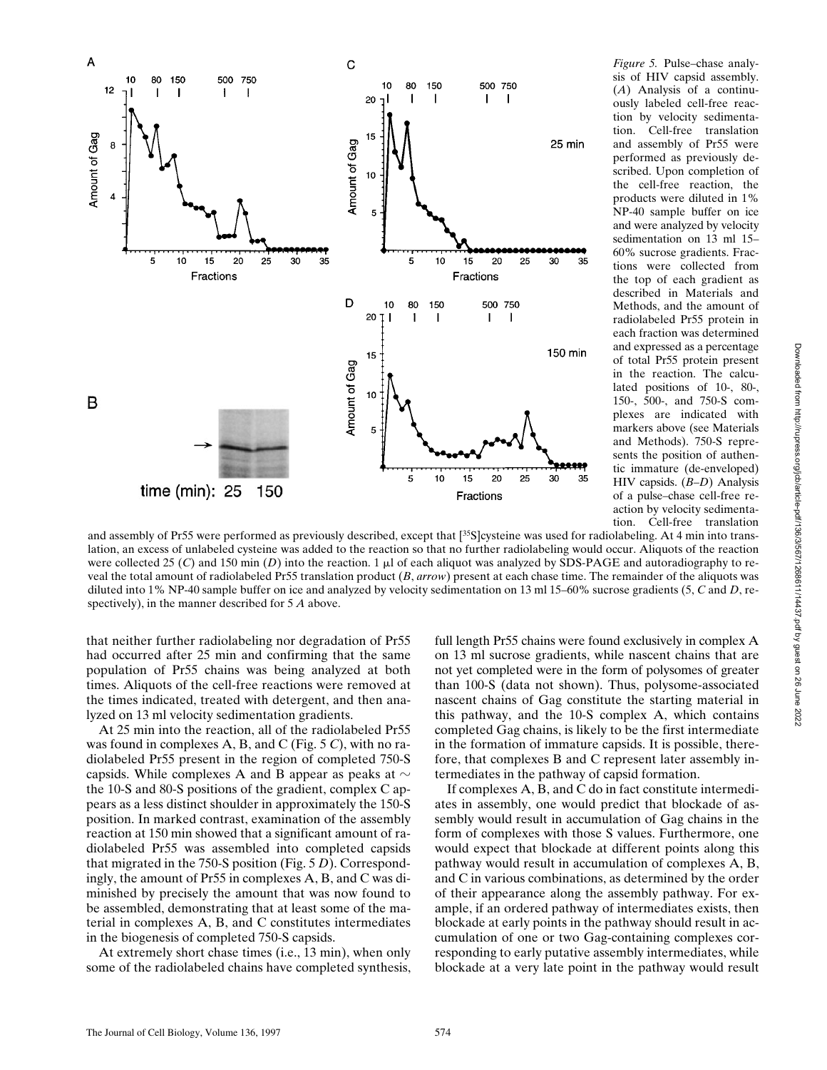*Figure 5.* Pulse–chase analysis of HIV capsid assembly. (*A*) Analysis of a continuously labeled cell-free reaction by velocity sedimentation. Cell-free translation and assembly of Pr55 were performed as previously described. Upon completion of the cell-free reaction, the products were diluted in 1% NP-40 sample buffer on ice and were analyzed by velocity sedimentation on 13 ml 15–60% sucrose gradients. Fractions were collected from the top of each gradient as described in Materials and Methods, and the amount of radiolabeled Pr55 protein in each fraction was determined and expressed as a percentage of total Pr55 protein present in the reaction. The calculated positions of 10-, 80-, 150-, 500-, and 750-S complexes are indicated with markers above (see Materials and Methods). 750-S represents the position of authentic immature (de-enveloped) HIV capsids. (*B–D*) Analysis of a pulse–chase cell-free reaction by velocity sedimentation. Cell-free translation and assembly of Pr55 were performed as previously described, except that [35S]cysteine was used for radiolabeling. At 4 min into translation, an excess of unlabeled cysteine was added to the reaction so that no further radiolabeling would occur. Aliquots of the reaction were collected 25 (*C*) and 150 min (*D*) into the reaction. 1 μl of each aliquot was analyzed by SDS-PAGE and autoradiography to reveal the total amount of radiolabeled Pr55 translation product (*B*, *arrow*) present at each chase time. The remainder of the aliquots was diluted into 1% NP-40 sample buffer on ice and analyzed by velocity sedimentation on 13 ml 15–60% sucrose gradients (5, *C* and *D*, respectively), in the manner described for 5 *A* above.

that neither further radiolabeling nor degradation of Pr55 had occurred after 25 min and confirming that the same population of Pr55 chains was being analyzed at both times. Aliquots of the cell-free reactions were removed at the times indicated, treated with detergent, and then analyzed on 13 ml velocity sedimentation gradients.

At 25 min into the reaction, all of the radiolabeled Pr55 was found in complexes A, B, and C (Fig. 5 *C*), with no radiolabeled Pr55 present in the region of completed 750-S capsids. While complexes A and B appear as peaks at ~ the 10-S and 80-S positions of the gradient, complex C appears as a less distinct shoulder in approximately the 150-S position. In marked contrast, examination of the assembly reaction at 150 min showed that a significant amount of radiolabeled Pr55 was assembled into completed capsids that migrated in the 750-S position (Fig. 5 *D*). Correspondingly, the amount of Pr55 in complexes A, B, and C was diminished by precisely the amount that was now found to be assembled, demonstrating that at least some of the material in complexes A, B, and C constitutes intermediates in the biogenesis of completed 750-S capsids.

At extremely short chase times (i.e., 13 min), when only some of the radiolabeled chains have completed synthesis, full length Pr55 chains were found exclusively in complex A on 13 ml sucrose gradients, while nascent chains that are not yet completed were in the form of polysomes of greater than 100-S (data not shown). Thus, polysome-associated nascent chains of Gag constitute the starting material in this pathway, and the 10-S complex A, which contains completed Gag chains, is likely to be the first intermediate in the formation of immature capsids. It is possible, therefore, that complexes B and C represent later assembly intermediates in the pathway of capsid formation.

If complexes A, B, and C do in fact constitute intermediates in assembly, one would predict that blockade of assembly would result in accumulation of Gag chains in the form of complexes with those S values. Furthermore, one would expect that blockade at different points along this pathway would result in accumulation of complexes A, B, and C in various combinations, as determined by the order of their appearance along the assembly pathway. For example, if an ordered pathway of intermediates exists, then blockade at early points in the pathway should result in accumulation of one or two Gag-containing complexes corresponding to early putative assembly intermediates, while blockade at a very late point in the pathway would result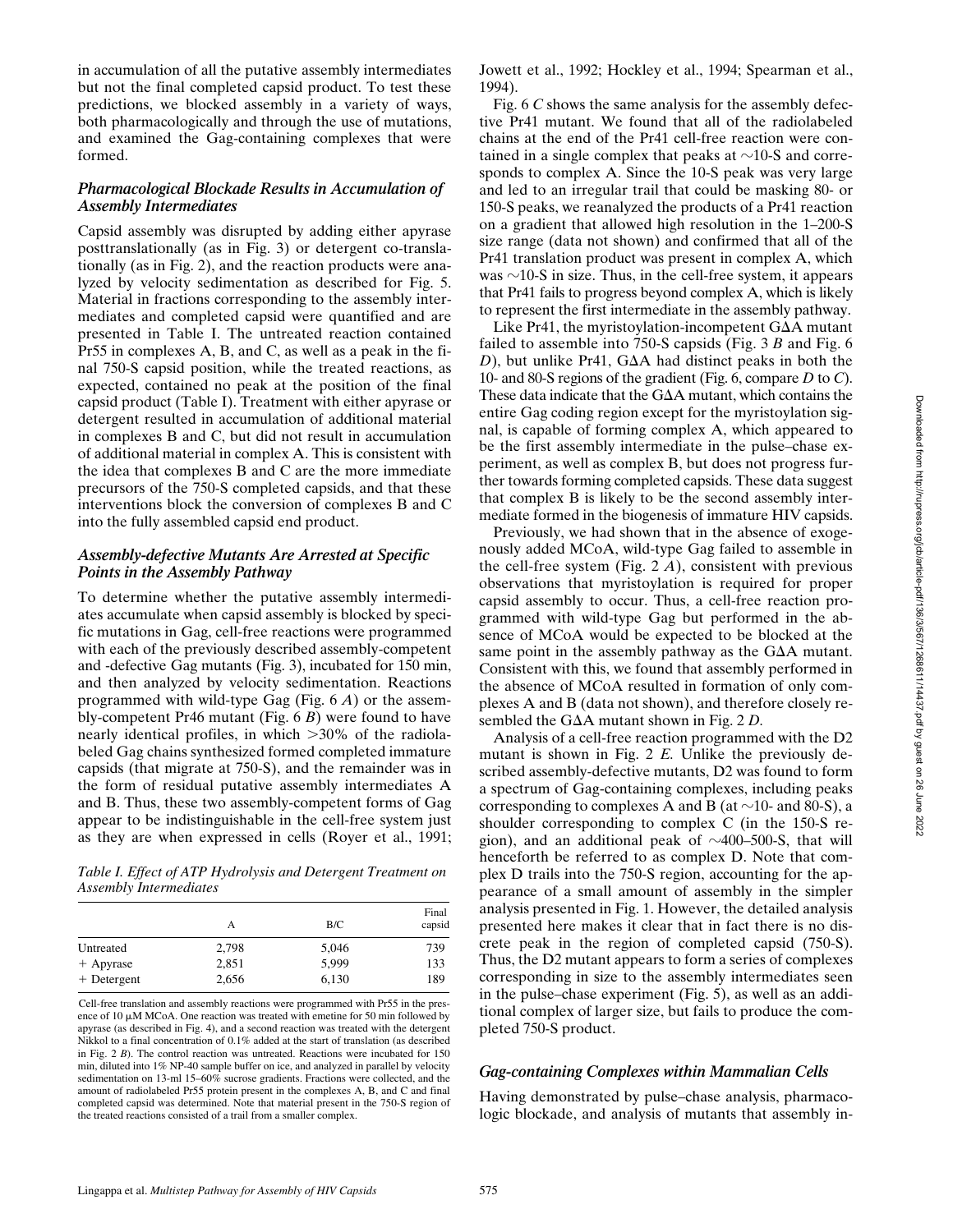in accumulation of all the putative assembly intermediates but not the final completed capsid product. To test these predictions, we blocked assembly in a variety of ways, both pharmacologically and through the use of mutations, and examined the Gag-containing complexes that were formed.

### *Pharmacological Blockade Results in Accumulation of Assembly Intermediates*

Capsid assembly was disrupted by adding either apyrase posttranslationally (as in Fig. 3) or detergent co-translationally (as in Fig. 2), and the reaction products were analyzed by velocity sedimentation as described for Fig. 5. Material in fractions corresponding to the assembly intermediates and completed capsid were quantified and are presented in Table I. The untreated reaction contained Pr55 in complexes A, B, and C, as well as a peak in the final 750-S capsid position, while the treated reactions, as expected, contained no peak at the position of the final capsid product (Table I). Treatment with either apyrase or detergent resulted in accumulation of additional material in complexes B and C, but did not result in accumulation of additional material in complex A. This is consistent with the idea that complexes B and C are the more immediate precursors of the 750-S completed capsids, and that these interventions block the conversion of complexes B and C into the fully assembled capsid end product.

### *Assembly-defective Mutants Are Arrested at Specific Points in the Assembly Pathway*

To determine whether the putative assembly intermediates accumulate when capsid assembly is blocked by specific mutations in Gag, cell-free reactions were programmed with each of the previously described assembly-competent and -defective Gag mutants (Fig. 3), incubated for 150 min, and then analyzed by velocity sedimentation. Reactions programmed with wild-type Gag (Fig. 6 *A*) or the assembly-competent Pr46 mutant (Fig. 6 *B*) were found to have nearly identical profiles, in which >30% of the radiolabeled Gag chains synthesized formed completed immature capsids (that migrate at 750-S), and the remainder was in the form of residual putative assembly intermediates A and B. Thus, these two assembly-competent forms of Gag appear to be indistinguishable in the cell-free system just as they are when expressed in cells (Royer et al., 1991; Jowett et al., 1992; Hockley et al., 1994; Spearman et al., 1994).

*Table I. Effect of ATP Hydrolysis and Detergent Treatment on Assembly Intermediates*

| | A | B/C | Final capsid |
|---|---|---|---|
| Untreated | 2,798 | 5,046 | 739 |
| + Apyrase | 2,851 | 5,999 | 133 |
| + Detergent | 2,656 | 6,130 | 189 |

Cell-free translation and assembly reactions were programmed with Pr55 in the presence of 10 μM MCoA. One reaction was treated with emetine for 50 min followed by apyrase (as described in Fig. 4), and a second reaction was treated with the detergent Nikkol to a final concentration of 0.1% added at the start of translation (as described in Fig. 2 *B*). The control reaction was untreated. Reactions were incubated for 150 min, diluted into 1% NP-40 sample buffer on ice, and analyzed in parallel by velocity sedimentation on 13-ml 15–60% sucrose gradients. Fractions were collected, and the amount of radiolabeled Pr55 protein present in the complexes A, B, and C and final completed capsid was determined. Note that material present in the 750-S region of the treated reactions consisted of a trail from a smaller complex.

Fig. 6 *C* shows the same analysis for the assembly defective Pr41 mutant. We found that all of the radiolabeled chains at the end of the Pr41 cell-free reaction were contained in a single complex that peaks at ~10-S and corresponds to complex A. Since the 10-S peak was very large and led to an irregular trail that could be masking 80- or 150-S peaks, we reanalyzed the products of a Pr41 reaction on a gradient that allowed high resolution in the 1–200-S size range (data not shown) and confirmed that all of the Pr41 translation product was present in complex A, which was ~10-S in size. Thus, in the cell-free system, it appears that Pr41 fails to progress beyond complex A, which is likely to represent the first intermediate in the assembly pathway.

Like Pr41, the myristoylation-incompetent GΔA mutant failed to assemble into 750-S capsids (Fig. 3 *B* and Fig. 6 *D*), but unlike Pr41, GΔA had distinct peaks in both the 10- and 80-S regions of the gradient (Fig. 6, compare *D* to *C*). These data indicate that the GΔA mutant, which contains the entire Gag coding region except for the myristoylation signal, is capable of forming complex A, which appeared to be the first assembly intermediate in the pulse–chase experiment, as well as complex B, but does not progress further towards forming completed capsids. These data suggest that complex B is likely to be the second assembly intermediate formed in the biogenesis of immature HIV capsids.

Previously, we had shown that in the absence of exogenously added MCoA, wild-type Gag failed to assemble in the cell-free system (Fig. 2 *A*), consistent with previous observations that myristoylation is required for proper capsid assembly to occur. Thus, a cell-free reaction programmed with wild-type Gag but performed in the absence of MCoA would be expected to be blocked at the same point in the assembly pathway as the GΔA mutant. Consistent with this, we found that assembly performed in the absence of MCoA resulted in formation of only complexes A and B (data not shown), and therefore closely resembled the GΔA mutant shown in Fig. 2 *D*.

Analysis of a cell-free reaction programmed with the D2 mutant is shown in Fig. 2 *E*. Unlike the previously described assembly-defective mutants, D2 was found to form a spectrum of Gag-containing complexes, including peaks corresponding to complexes A and B (at ~10- and 80-S), a shoulder corresponding to complex C (in the 150-S region), and an additional peak of ~400–500-S, that will henceforth be referred to as complex D. Note that complex D trails into the 750-S region, accounting for the appearance of a small amount of assembly in the simpler analysis presented in Fig. 1. However, the detailed analysis presented here makes it clear that in fact there is no discrete peak in the region of completed capsid (750-S). Thus, the D2 mutant appears to form a series of complexes corresponding in size to the assembly intermediates seen in the pulse–chase experiment (Fig. 5), as well as an additional complex of larger size, but fails to produce the completed 750-S product.

### *Gag-containing Complexes within Mammalian Cells*

Having demonstrated by pulse–chase analysis, pharmacologic blockade, and analysis of mutants that assembly in-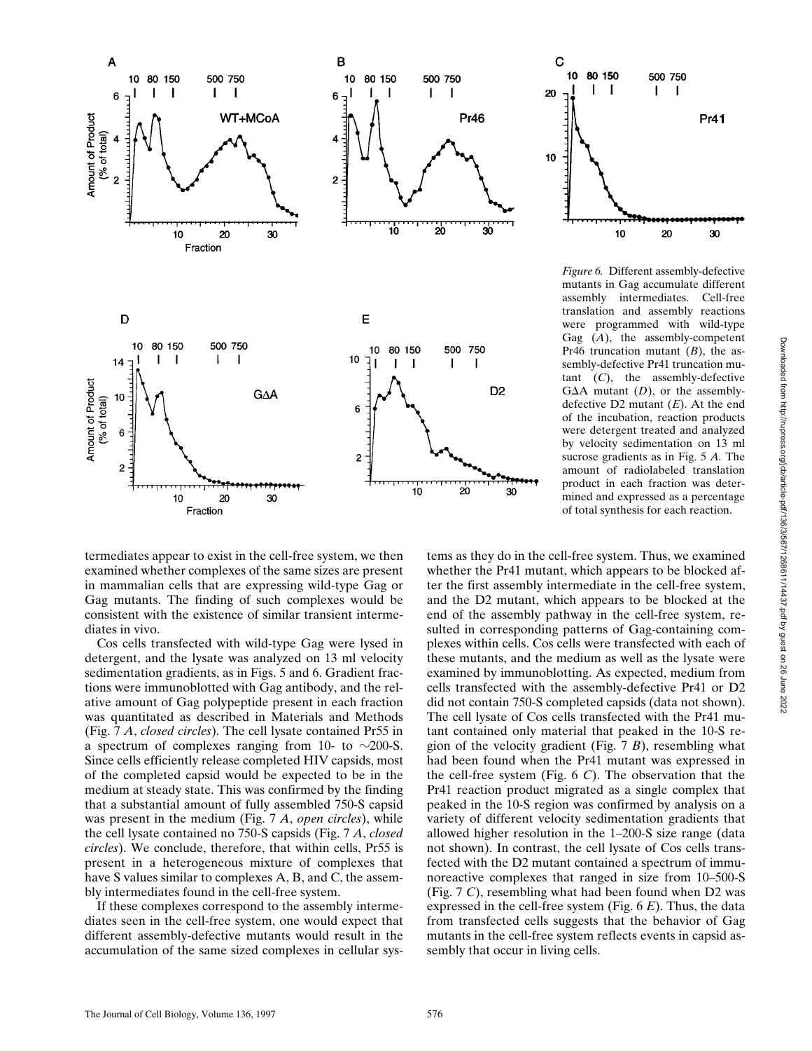*Figure 6.* Different assembly-defective mutants in Gag accumulate different assembly intermediates. Cell-free translation and assembly reactions were programmed with wild-type Gag (*A*), the assembly-competent Pr46 truncation mutant (*B*), the assembly-defective Pr41 truncation mutant (*C*), the assembly-defective GΔA mutant (*D*), or the assembly-defective D2 mutant (*E*). At the end of the incubation, reaction products were detergent treated and analyzed by velocity sedimentation on 13 ml sucrose gradients as in Fig. 5 *A*. The amount of radiolabeled translation product in each fraction was determined and expressed as a percentage of total synthesis for each reaction.

termediates appear to exist in the cell-free system, we then examined whether complexes of the same sizes are present in mammalian cells that are expressing wild-type Gag or Gag mutants. The finding of such complexes would be consistent with the existence of similar transient intermediates in vivo.

Cos cells transfected with wild-type Gag were lysed in detergent, and the lysate was analyzed on 13 ml velocity sedimentation gradients, as in Figs. 5 and 6. Gradient fractions were immunoblotted with Gag antibody, and the relative amount of Gag polypeptide present in each fraction was quantitated as described in Materials and Methods (Fig. 7 *A*, *closed circles*). The cell lysate contained Pr55 in a spectrum of complexes ranging from 10- to ~200-S. Since cells efficiently release completed HIV capsids, most of the completed capsid would be expected to be in the medium at steady state. This was confirmed by the finding that a substantial amount of fully assembled 750-S capsid was present in the medium (Fig. 7 *A*, *open circles*), while the cell lysate contained no 750-S capsids (Fig. 7 *A*, *closed circles*). We conclude, therefore, that within cells, Pr55 is present in a heterogeneous mixture of complexes that have S values similar to complexes A, B, and C, the assembly intermediates found in the cell-free system.

If these complexes correspond to the assembly intermediates seen in the cell-free system, one would expect that different assembly-defective mutants would result in the accumulation of the same sized complexes in cellular systems as they do in the cell-free system. Thus, we examined whether the Pr41 mutant, which appears to be blocked after the first assembly intermediate in the cell-free system, and the D2 mutant, which appears to be blocked at the end of the assembly pathway in the cell-free system, resulted in corresponding patterns of Gag-containing complexes within cells. Cos cells were transfected with each of these mutants, and the medium as well as the lysate were examined by immunoblotting. As expected, medium from cells transfected with the assembly-defective Pr41 or D2 did not contain 750-S completed capsids (data not shown). The cell lysate of Cos cells transfected with the Pr41 mutant contained only material that peaked in the 10-S region of the velocity gradient (Fig. 7 *B*), resembling what had been found when the Pr41 mutant was expressed in the cell-free system (Fig. 6 *C*). The observation that the Pr41 reaction product migrated as a single complex that peaked in the 10-S region was confirmed by analysis on a variety of different velocity sedimentation gradients that allowed higher resolution in the 1–200-S size range (data not shown). In contrast, the cell lysate of Cos cells transfected with the D2 mutant contained a spectrum of immunoreactive complexes that ranged in size from 10–500-S (Fig. 7 *C*), resembling what had been found when D2 was expressed in the cell-free system (Fig. 6 *E*). Thus, the data from transfected cells suggests that the behavior of Gag mutants in the cell-free system reflects events in capsid assembly that occur in living cells.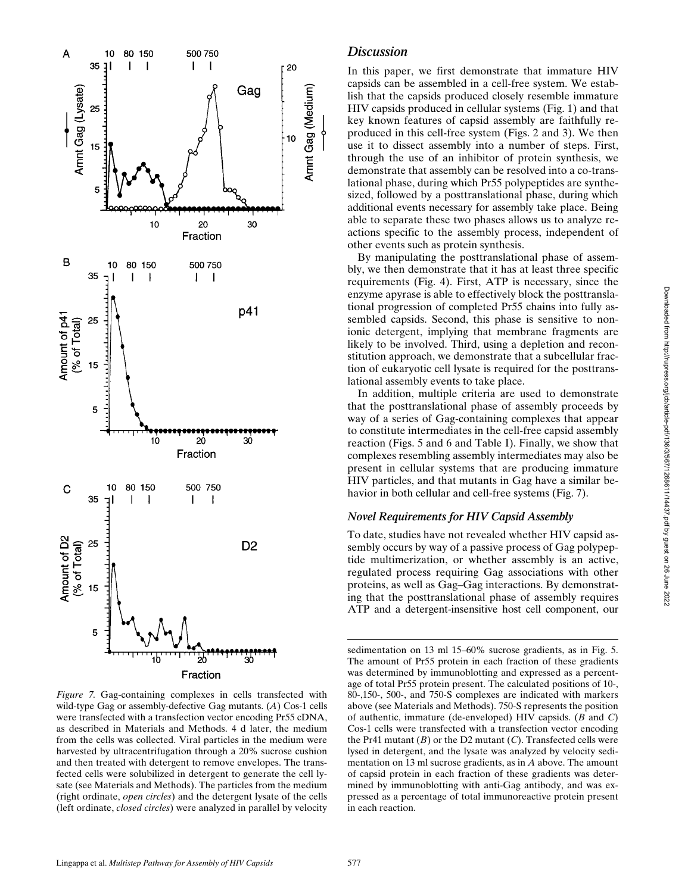*Figure 7.* Gag-containing complexes in cells transfected with wild-type Gag or assembly-defective Gag mutants. (*A*) Cos-1 cells were transfected with a transfection vector encoding Pr55 cDNA, as described in Materials and Methods. 4 d later, the medium from the cells was collected. Viral particles in the medium were harvested by ultracentrifugation through a 20% sucrose cushion and then treated with detergent to remove envelopes. The transfected cells were solubilized in detergent to generate the cell lysate (see Materials and Methods). The particles from the medium (right ordinate, *open circles*) and the detergent lysate of the cells (left ordinate, *closed circles*) were analyzed in parallel by velocity sedimentation on 13 ml 15–60% sucrose gradients, as in Fig. 5. The amount of Pr55 protein in each fraction of these gradients was determined by immunoblotting and expressed as a percentage of total Pr55 protein present. The calculated positions of 10-, 80-,150-, 500-, and 750-S complexes are indicated with markers above (see Materials and Methods). 750-S represents the position of authentic, immature (de-enveloped) HIV capsids. (*B* and *C*) Cos-1 cells were transfected with a transfection vector encoding the Pr41 mutant (*B*) or the D2 mutant (*C*). Transfected cells were lysed in detergent, and the lysate was analyzed by velocity sedimentation on 13 ml sucrose gradients, as in *A* above. The amount of capsid protein in each fraction of these gradients was determined by immunoblotting with anti-Gag antibody, and was expressed as a percentage of total immunoreactive protein present in each reaction.

## *Discussion*

In this paper, we first demonstrate that immature HIV capsids can be assembled in a cell-free system. We establish that the capsids produced closely resemble immature HIV capsids produced in cellular systems (Fig. 1) and that key known features of capsid assembly are faithfully reproduced in this cell-free system (Figs. 2 and 3). We then use it to dissect assembly into a number of steps. First, through the use of an inhibitor of protein synthesis, we demonstrate that assembly can be resolved into a co-translational phase, during which Pr55 polypeptides are synthesized, followed by a posttranslational phase, during which additional events necessary for assembly take place. Being able to separate these two phases allows us to analyze reactions specific to the assembly process, independent of other events such as protein synthesis.

By manipulating the posttranslational phase of assembly, we then demonstrate that it has at least three specific requirements (Fig. 4). First, ATP is necessary, since the enzyme apyrase is able to effectively block the posttranslational progression of completed Pr55 chains into fully assembled capsids. Second, this phase is sensitive to nonionic detergent, implying that membrane fragments are likely to be involved. Third, using a depletion and reconstitution approach, we demonstrate that a subcellular fraction of eukaryotic cell lysate is required for the posttranslational assembly events to take place.

In addition, multiple criteria are used to demonstrate that the posttranslational phase of assembly proceeds by way of a series of Gag-containing complexes that appear to constitute intermediates in the cell-free capsid assembly reaction (Figs. 5 and 6 and Table I). Finally, we show that complexes resembling assembly intermediates may also be present in cellular systems that are producing immature HIV particles, and that mutants in Gag have a similar behavior in both cellular and cell-free systems (Fig. 7).

### *Novel Requirements for HIV Capsid Assembly*

To date, studies have not revealed whether HIV capsid assembly occurs by way of a passive process of Gag polypeptide multimerization, or whether assembly is an active, regulated process requiring Gag associations with other proteins, as well as Gag–Gag interactions. By demonstrating that the posttranslational phase of assembly requires ATP and a detergent-insensitive host cell component, our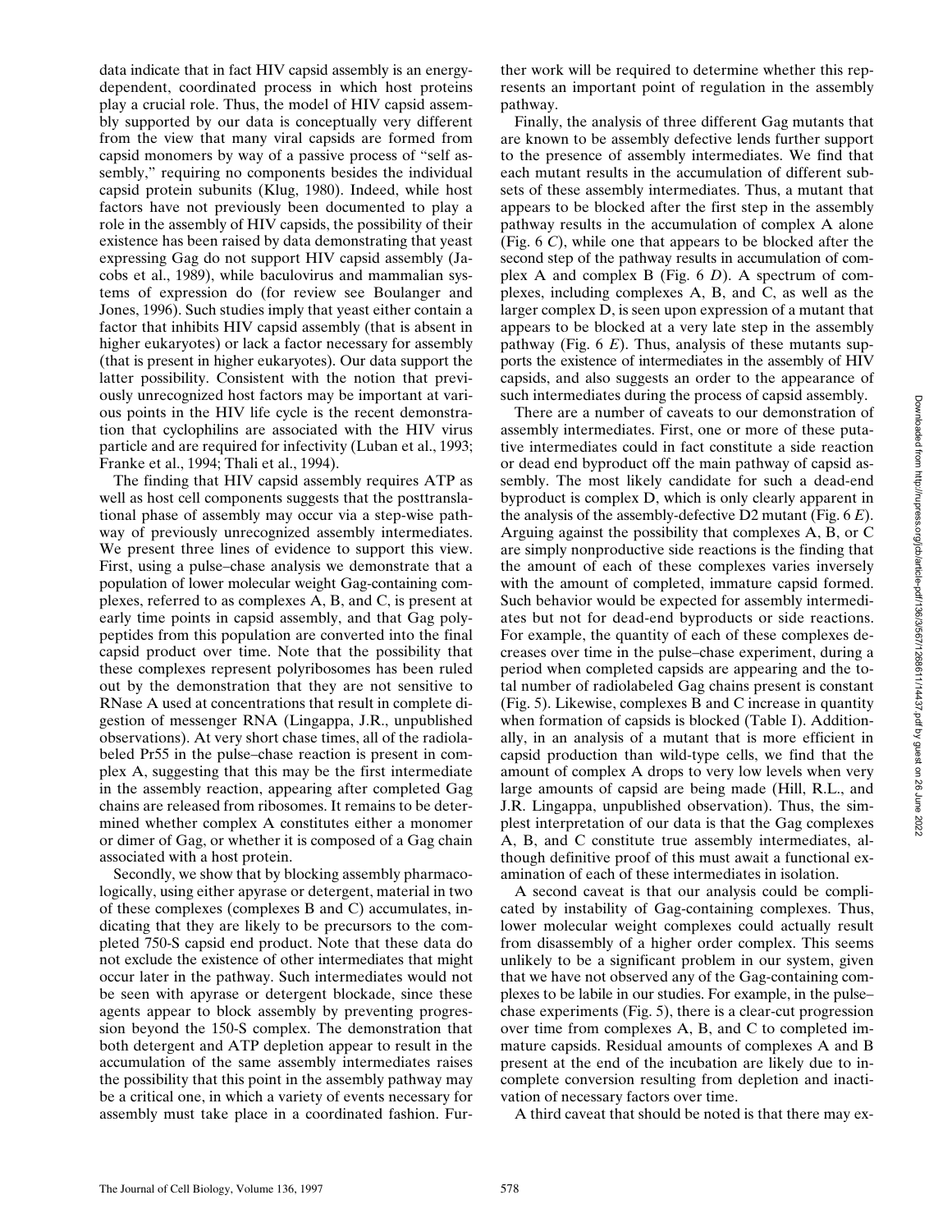data indicate that in fact HIV capsid assembly is an energy-dependent, coordinated process in which host proteins play a crucial role. Thus, the model of HIV capsid assembly supported by our data is conceptually very different from the view that many viral capsids are formed from capsid monomers by way of a passive process of "self assembly," requiring no components besides the individual capsid protein subunits (Klug, 1980). Indeed, while host factors have not previously been documented to play a role in the assembly of HIV capsids, the possibility of their existence has been raised by data demonstrating that yeast expressing Gag do not support HIV capsid assembly (Jacobs et al., 1989), while baculovirus and mammalian systems of expression do (for review see Boulanger and Jones, 1996). Such studies imply that yeast either contain a factor that inhibits HIV capsid assembly (that is absent in higher eukaryotes) or lack a factor necessary for assembly (that is present in higher eukaryotes). Our data support the latter possibility. Consistent with the notion that previously unrecognized host factors may be important at various points in the HIV life cycle is the recent demonstration that cyclophilins are associated with the HIV virus particle and are required for infectivity (Luban et al., 1993; Franke et al., 1994; Thali et al., 1994).

The finding that HIV capsid assembly requires ATP as well as host cell components suggests that the posttranslational phase of assembly may occur via a step-wise pathway of previously unrecognized assembly intermediates. We present three lines of evidence to support this view. First, using a pulse–chase analysis we demonstrate that a population of lower molecular weight Gag-containing complexes, referred to as complexes A, B, and C, is present at early time points in capsid assembly, and that Gag polypeptides from this population are converted into the final capsid product over time. Note that the possibility that these complexes represent polyribosomes has been ruled out by the demonstration that they are not sensitive to RNase A used at concentrations that result in complete digestion of messenger RNA (Lingappa, J.R., unpublished observations). At very short chase times, all of the radiolabeled Pr55 in the pulse–chase reaction is present in complex A, suggesting that this may be the first intermediate in the assembly reaction, appearing after completed Gag chains are released from ribosomes. It remains to be determined whether complex A constitutes either a monomer or dimer of Gag, or whether it is composed of a Gag chain associated with a host protein.

Secondly, we show that by blocking assembly pharmacologically, using either apyrase or detergent, material in two of these complexes (complexes B and C) accumulates, indicating that they are likely to be precursors to the completed 750-S capsid end product. Note that these data do not exclude the existence of other intermediates that might occur later in the pathway. Such intermediates would not be seen with apyrase or detergent blockade, since these agents appear to block assembly by preventing progression beyond the 150-S complex. The demonstration that both detergent and ATP depletion appear to result in the accumulation of the same assembly intermediates raises the possibility that this point in the assembly pathway may be a critical one, in which a variety of events necessary for assembly must take place in a coordinated fashion. Further work will be required to determine whether this represents an important point of regulation in the assembly pathway.

Finally, the analysis of three different Gag mutants that are known to be assembly defective lends further support to the presence of assembly intermediates. We find that each mutant results in the accumulation of different subsets of these assembly intermediates. Thus, a mutant that appears to be blocked after the first step in the assembly pathway results in the accumulation of complex A alone (Fig. 6 *C*), while one that appears to be blocked after the second step of the pathway results in accumulation of complex A and complex B (Fig. 6 *D*). A spectrum of complexes, including complexes A, B, and C, as well as the larger complex D, is seen upon expression of a mutant that appears to be blocked at a very late step in the assembly pathway (Fig. 6 *E*). Thus, analysis of these mutants supports the existence of intermediates in the assembly of HIV capsids, and also suggests an order to the appearance of such intermediates during the process of capsid assembly.

There are a number of caveats to our demonstration of assembly intermediates. First, one or more of these putative intermediates could in fact constitute a side reaction or dead end byproduct off the main pathway of capsid assembly. The most likely candidate for such a dead-end byproduct is complex D, which is only clearly apparent in the analysis of the assembly-defective D2 mutant (Fig. 6 *E*). Arguing against the possibility that complexes A, B, or C are simply nonproductive side reactions is the finding that the amount of each of these complexes varies inversely with the amount of completed, immature capsid formed. Such behavior would be expected for assembly intermediates but not for dead-end byproducts or side reactions. For example, the quantity of each of these complexes decreases over time in the pulse–chase experiment, during a period when completed capsids are appearing and the total number of radiolabeled Gag chains present is constant (Fig. 5). Likewise, complexes B and C increase in quantity when formation of capsids is blocked (Table I). Additionally, in an analysis of a mutant that is more efficient in capsid production than wild-type cells, we find that the amount of complex A drops to very low levels when very large amounts of capsid are being made (Hill, R.L., and J.R. Lingappa, unpublished observation). Thus, the simplest interpretation of our data is that the Gag complexes A, B, and C constitute true assembly intermediates, although definitive proof of this must await a functional examination of each of these intermediates in isolation.

A second caveat is that our analysis could be complicated by instability of Gag-containing complexes. Thus, lower molecular weight complexes could actually result from disassembly of a higher order complex. This seems unlikely to be a significant problem in our system, given that we have not observed any of the Gag-containing complexes to be labile in our studies. For example, in the pulse–chase experiments (Fig. 5), there is a clear-cut progression over time from complexes A, B, and C to completed immature capsids. Residual amounts of complexes A and B present at the end of the incubation are likely due to incomplete conversion resulting from depletion and inactivation of necessary factors over time.

A third caveat that should be noted is that there may ex-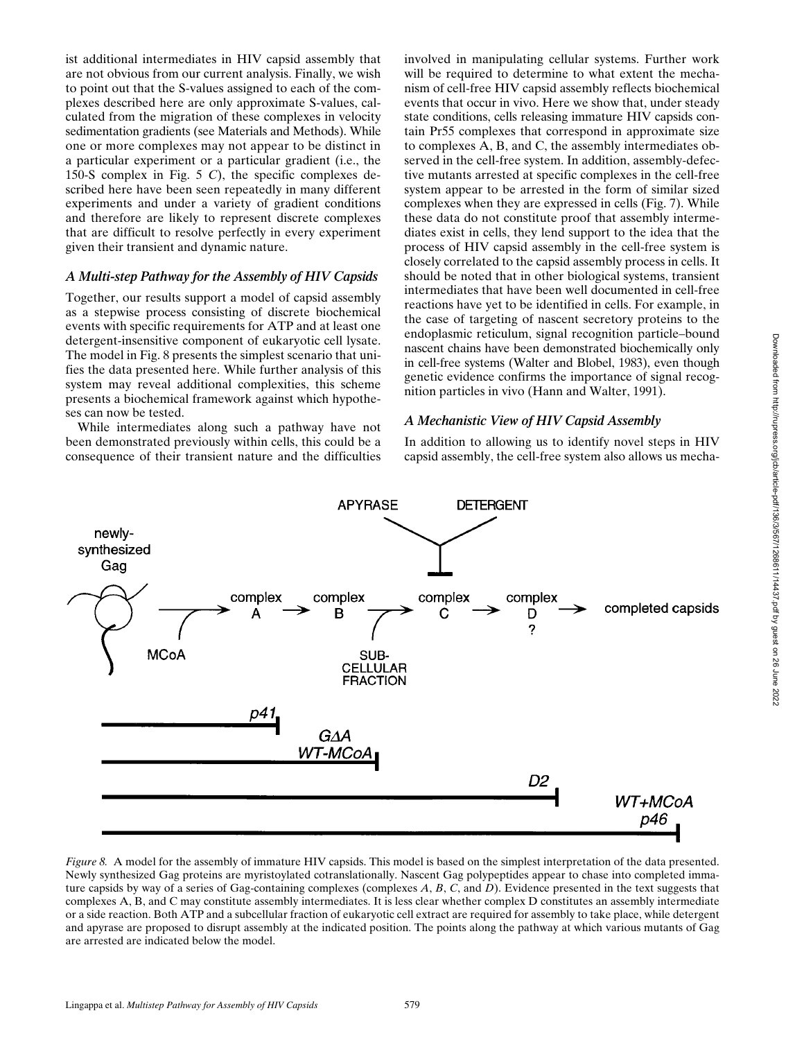ist additional intermediates in HIV capsid assembly that are not obvious from our current analysis. Finally, we wish to point out that the S-values assigned to each of the complexes described here are only approximate S-values, calculated from the migration of these complexes in velocity sedimentation gradients (see Materials and Methods). While one or more complexes may not appear to be distinct in a particular experiment or a particular gradient (i.e., the 150-S complex in Fig. 5 *C*), the specific complexes described here have been seen repeatedly in many different experiments and under a variety of gradient conditions and therefore are likely to represent discrete complexes that are difficult to resolve perfectly in every experiment given their transient and dynamic nature.

### *A Multi-step Pathway for the Assembly of HIV Capsids*

Together, our results support a model of capsid assembly as a stepwise process consisting of discrete biochemical events with specific requirements for ATP and at least one detergent-insensitive component of eukaryotic cell lysate. The model in Fig. 8 presents the simplest scenario that unifies the data presented here. While further analysis of this system may reveal additional complexities, this scheme presents a biochemical framework against which hypotheses can now be tested.

While intermediates along such a pathway have not been demonstrated previously within cells, this could be a consequence of their transient nature and the difficulties involved in manipulating cellular systems. Further work will be required to determine to what extent the mechanism of cell-free HIV capsid assembly reflects biochemical events that occur in vivo. Here we show that, under steady state conditions, cells releasing immature HIV capsids contain Pr55 complexes that correspond in approximate size to complexes A, B, and C, the assembly intermediates observed in the cell-free system. In addition, assembly-defective mutants arrested at specific complexes in the cell-free system appear to be arrested in the form of similar sized complexes when they are expressed in cells (Fig. 7). While these data do not constitute proof that assembly intermediates exist in cells, they lend support to the idea that the process of HIV capsid assembly in the cell-free system is closely correlated to the capsid assembly process in cells. It should be noted that in other biological systems, transient intermediates that have been well documented in cell-free reactions have yet to be identified in cells. For example, in the case of targeting of nascent secretory proteins to the endoplasmic reticulum, signal recognition particle–bound nascent chains have been demonstrated biochemically only in cell-free systems (Walter and Blobel, 1983), even though genetic evidence confirms the importance of signal recognition particles in vivo (Hann and Walter, 1991).

### *A Mechanistic View of HIV Capsid Assembly*

In addition to allowing us to identify novel steps in HIV capsid assembly, the cell-free system also allows us mecha-

*Figure 8.* A model for the assembly of immature HIV capsids. This model is based on the simplest interpretation of the data presented. Newly synthesized Gag proteins are myristoylated cotranslationally. Nascent Gag polypeptides appear to chase into completed immature capsids by way of a series of Gag-containing complexes (complexes *A*, *B*, *C*, and *D*). Evidence presented in the text suggests that complexes A, B, and C may constitute assembly intermediates. It is less clear whether complex D constitutes an assembly intermediate or a side reaction. Both ATP and a subcellular fraction of eukaryotic cell extract are required for assembly to take place, while detergent and apyrase are proposed to disrupt assembly at the indicated position. The points along the pathway at which various mutants of Gag are arrested are indicated below the model.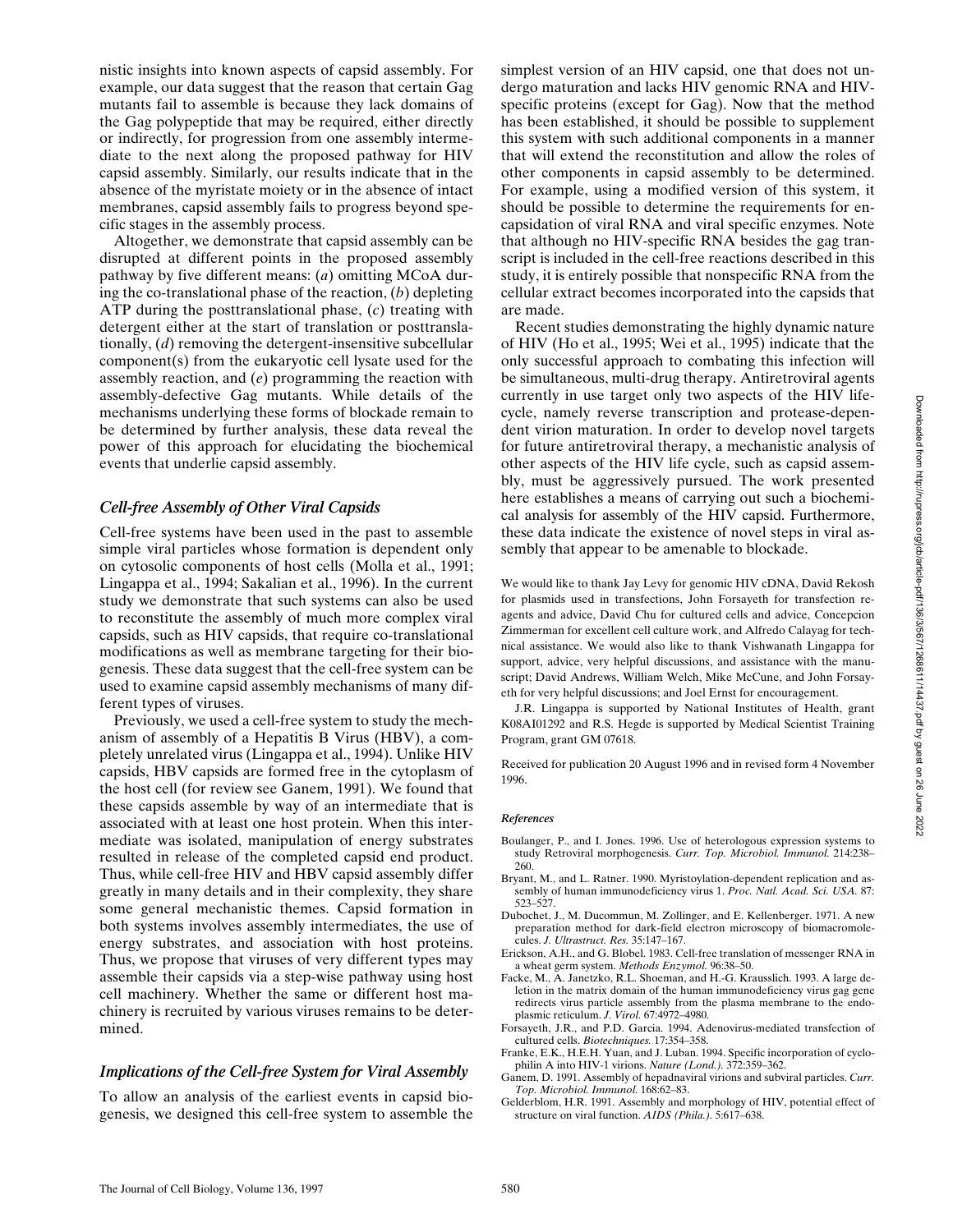nistic insights into known aspects of capsid assembly. For example, our data suggest that the reason that certain Gag mutants fail to assemble is because they lack domains of the Gag polypeptide that may be required, either directly or indirectly, for progression from one assembly intermediate to the next along the proposed pathway for HIV capsid assembly. Similarly, our results indicate that in the absence of the myristate moiety or in the absence of intact membranes, capsid assembly fails to progress beyond specific stages in the assembly process.

Altogether, we demonstrate that capsid assembly can be disrupted at different points in the proposed assembly pathway by five different means: (*a*) omitting MCoA during the co-translational phase of the reaction, (*b*) depleting ATP during the posttranslational phase, (*c*) treating with detergent either at the start of translation or posttranslationally, (*d*) removing the detergent-insensitive subcellular component(s) from the eukaryotic cell lysate used for the assembly reaction, and (*e*) programming the reaction with assembly-defective Gag mutants. While details of the mechanisms underlying these forms of blockade remain to be determined by further analysis, these data reveal the power of this approach for elucidating the biochemical events that underlie capsid assembly.

## *Cell-free Assembly of Other Viral Capsids*

Cell-free systems have been used in the past to assemble simple viral particles whose formation is dependent only on cytosolic components of host cells (Molla et al., 1991; Lingappa et al., 1994; Sakalian et al., 1996). In the current study we demonstrate that such systems can also be used to reconstitute the assembly of much more complex viral capsids, such as HIV capsids, that require co-translational modifications as well as membrane targeting for their biogenesis. These data suggest that the cell-free system can be used to examine capsid assembly mechanisms of many different types of viruses.

Previously, we used a cell-free system to study the mechanism of assembly of a Hepatitis B Virus (HBV), a completely unrelated virus (Lingappa et al., 1994). Unlike HIV capsids, HBV capsids are formed free in the cytoplasm of the host cell (for review see Ganem, 1991). We found that these capsids assemble by way of an intermediate that is associated with at least one host protein. When this intermediate was isolated, manipulation of energy substrates resulted in release of the completed capsid end product. Thus, while cell-free HIV and HBV capsid assembly differ greatly in many details and in their complexity, they share some general mechanistic themes. Capsid formation in both systems involves assembly intermediates, the use of energy substrates, and association with host proteins. Thus, we propose that viruses of very different types may assemble their capsids via a step-wise pathway using host cell machinery. Whether the same or different host machinery is recruited by various viruses remains to be determined.

## *Implications of the Cell-free System for Viral Assembly*

To allow an analysis of the earliest events in capsid biogenesis, we designed this cell-free system to assemble the simplest version of an HIV capsid, one that does not undergo maturation and lacks HIV genomic RNA and HIV-specific proteins (except for Gag). Now that the method has been established, it should be possible to supplement this system with such additional components in a manner that will extend the reconstitution and allow the roles of other components in capsid assembly to be determined. For example, using a modified version of this system, it should be possible to determine the requirements for encapsidation of viral RNA and viral specific enzymes. Note that although no HIV-specific RNA besides the gag transcript is included in the cell-free reactions described in this study, it is entirely possible that nonspecific RNA from the cellular extract becomes incorporated into the capsids that are made.

Recent studies demonstrating the highly dynamic nature of HIV (Ho et al., 1995; Wei et al., 1995) indicate that the only successful approach to combating this infection will be simultaneous, multi-drug therapy. Antiretroviral agents currently in use target only two aspects of the HIV lifecycle, namely reverse transcription and protease-dependent virion maturation. In order to develop novel targets for future antiretroviral therapy, a mechanistic analysis of other aspects of the HIV life cycle, such as capsid assembly, must be aggressively pursued. The work presented here establishes a means of carrying out such a biochemical analysis for assembly of the HIV capsid. Furthermore, these data indicate the existence of novel steps in viral assembly that appear to be amenable to blockade.

We would like to thank Jay Levy for genomic HIV cDNA, David Rekosh for plasmids used in transfections, John Forsayeth for transfection reagents and advice, David Chu for cultured cells and advice, Concepcion Zimmerman for excellent cell culture work, and Alfredo Calayag for technical assistance. We would also like to thank Vishwanath Lingappa for support, advice, very helpful discussions, and assistance with the manuscript; David Andrews, William Welch, Mike McCune, and John Forsayeth for very helpful discussions; and Joel Ernst for encouragement.

J.R. Lingappa is supported by National Institutes of Health, grant K08AI01292 and R.S. Hegde is supported by Medical Scientist Training Program, grant GM 07618.

Received for publication 20 August 1996 and in revised form 4 November 1996.

### *References*

Boulanger, P., and I. Jones. 1996. Use of heterologous expression systems to study Retroviral morphogenesis. *Curr. Top. Microbiol. Immunol.* 214:238–260.

Bryant, M., and L. Ratner. 1990. Myristoylation-dependent replication and assembly of human immunodeficiency virus 1. *Proc. Natl. Acad. Sci. USA.* 87:523–527.

Dubochet, J., M. Ducommun, M. Zollinger, and E. Kellenberger. 1971. A new preparation method for dark-field electron microscopy of biomacromolecules. *J. Ultrastruct. Res.* 35:147–167.

Erickson, A.H., and G. Blobel. 1983. Cell-free translation of messenger RNA in a wheat germ system. *Methods Enzymol.* 96:38–50.

Facke, M., A. Janetzko, R.L. Shoeman, and H.-G. Krausslich. 1993. A large deletion in the matrix domain of the human immunodeficiency virus gag gene redirects virus particle assembly from the plasma membrane to the endoplasmic reticulum. *J. Virol.* 67:4972–4980.

Forsayeth, J.R., and P.D. Garcia. 1994. Adenovirus-mediated transfection of cultured cells. *Biotechniques.* 17:354–358.

Franke, E.K., H.E.H. Yuan, and J. Luban. 1994. Specific incorporation of cyclophilin A into HIV-1 virions. *Nature (Lond.).* 372:359–362.

Ganem, D. 1991. Assembly of hepadnaviral virions and subviral particles. *Curr. Top. Microbiol. Immunol.* 168:62–83.

Gelderblom, H.R. 1991. Assembly and morphology of HIV, potential effect of structure on viral function. *AIDS (Phila.).* 5:617–638.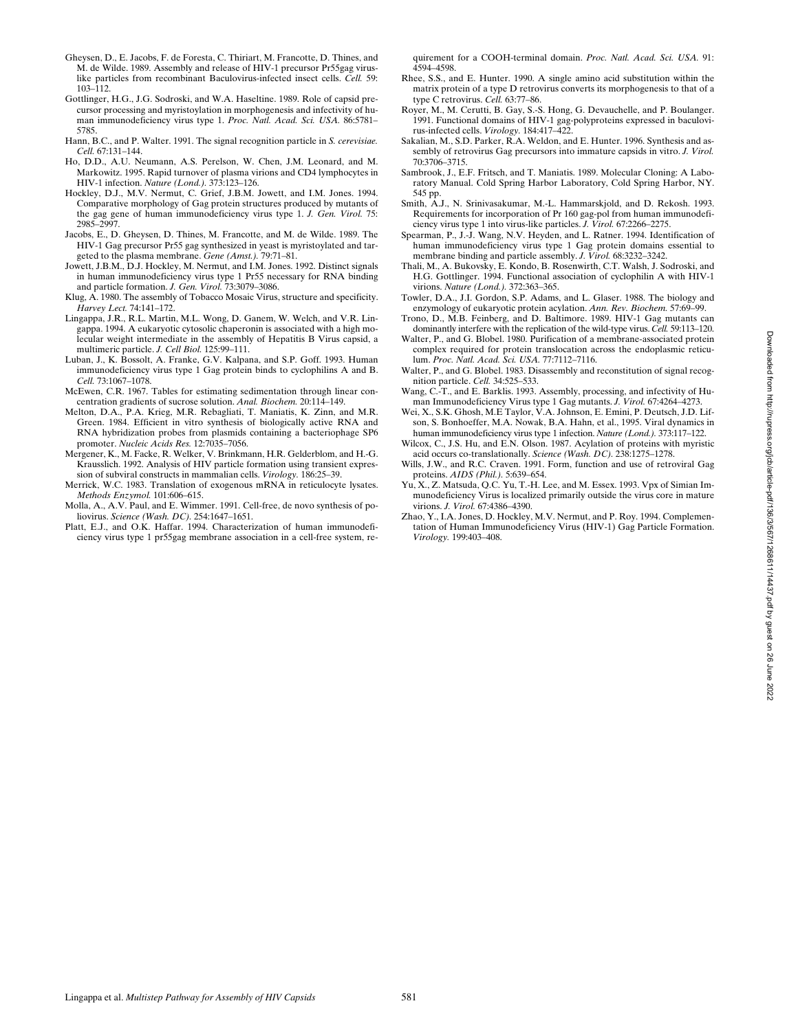Gheysen, D., E. Jacobs, F. de Foresta, C. Thiriart, M. Francotte, D. Thines, and M. de Wilde. 1989. Assembly and release of HIV-1 precursor Pr55gag virus-like particles from recombinant Baculovirus-infected insect cells. *Cell.* 59: 103–112.

Gottlinger, H.G., J.G. Sodroski, and W.A. Haseltine. 1989. Role of capsid precursor processing and myristoylation in morphogenesis and infectivity of human immunodeficiency virus type 1. *Proc. Natl. Acad. Sci. USA.* 86:5781–5785.

Hann, B.C., and P. Walter. 1991. The signal recognition particle in *S. cerevisiae. Cell.* 67:131–144.

Ho, D.D., A.U. Neumann, A.S. Perelson, W. Chen, J.M. Leonard, and M. Markowitz. 1995. Rapid turnover of plasma virions and CD4 lymphocytes in HIV-1 infection. *Nature (Lond.).* 373:123–126.

Hockley, D.J., M.V. Nermut, C. Grief, J.B.M. Jowett, and I.M. Jones. 1994. Comparative morphology of Gag protein structures produced by mutants of the gag gene of human immunodeficiency virus type 1. *J. Gen. Virol.* 75: 2985–2997.

Jacobs, E., D. Gheysen, D. Thines, M. Francotte, and M. de Wilde. 1989. The HIV-1 Gag precursor Pr55 gag synthesized in yeast is myristoylated and targeted to the plasma membrane. *Gene (Amst.).* 79:71–81.

Jowett, J.B.M., D.J. Hockley, M. Nermut, and I.M. Jones. 1992. Distinct signals in human immunodeficiency virus type 1 Pr55 necessary for RNA binding and particle formation. *J. Gen. Virol.* 73:3079–3086.

Klug, A. 1980. The assembly of Tobacco Mosaic Virus, structure and specificity. *Harvey Lect.* 74:141–172.

Lingappa, J.R., R.L. Martin, M.L. Wong, D. Ganem, W. Welch, and V.R. Lingappa. 1994. A eukaryotic cytosolic chaperonin is associated with a high molecular weight intermediate in the assembly of Hepatitis B Virus capsid, a multimeric particle. *J. Cell Biol.* 125:99–111.

Luban, J., K. Bossolt, A. Franke, G.V. Kalpana, and S.P. Goff. 1993. Human immunodeficiency virus type 1 Gag protein binds to cyclophilins A and B. *Cell.* 73:1067–1078.

McEwen, C.R. 1967. Tables for estimating sedimentation through linear concentration gradients of sucrose solution. *Anal. Biochem.* 20:114–149.

Melton, D.A., P.A. Krieg, M.R. Rebagliati, T. Maniatis, K. Zinn, and M.R. Green. 1984. Efficient in vitro synthesis of biologically active RNA and RNA hybridization probes from plasmids containing a bacteriophage SP6 promoter. *Nucleic Acids Res.* 12:7035–7056.

Mergener, K., M. Facke, R. Welker, V. Brinkmann, H.R. Gelderblom, and H.-G. Krausslich. 1992. Analysis of HIV particle formation using transient expression of subviral constructs in mammalian cells. *Virology.* 186:25–39.

Merrick, W.C. 1983. Translation of exogenous mRNA in reticulocyte lysates. *Methods Enzymol.* 101:606–615.

Molla, A., A.V. Paul, and E. Wimmer. 1991. Cell-free, de novo synthesis of poliovirus. *Science (Wash. DC).* 254:1647–1651.

Platt, E.J., and O.K. Haffar. 1994. Characterization of human immunodeficiency virus type 1 pr55gag membrane association in a cell-free system, requirement for a COOH-terminal domain. *Proc. Natl. Acad. Sci. USA.* 91: 4594–4598.

Rhee, S.S., and E. Hunter. 1990. A single amino acid substitution within the matrix protein of a type D retrovirus converts its morphogenesis to that of a type C retrovirus. *Cell.* 63:77–86.

Royer, M., M. Cerutti, B. Gay, S.-S. Hong, G. Devauchelle, and P. Boulanger. 1991. Functional domains of HIV-1 gag-polyproteins expressed in baculovirus-infected cells. *Virology.* 184:417–422.

Sakalian, M., S.D. Parker, R.A. Weldon, and E. Hunter. 1996. Synthesis and assembly of retrovirus Gag precursors into immature capsids in vitro. *J. Virol.* 70:3706–3715.

Sambrook, J., E.F. Fritsch, and T. Maniatis. 1989. Molecular Cloning: A Laboratory Manual. Cold Spring Harbor Laboratory, Cold Spring Harbor, NY. 545 pp.

Smith, A.J., N. Srinivasakumar, M.-L. Hammarskjold, and D. Rekosh. 1993. Requirements for incorporation of Pr 160 gag-pol from human immunodeficiency virus type 1 into virus-like particles. *J. Virol.* 67:2266–2275.

Spearman, P., J.-J. Wang, N.V. Heyden, and L. Ratner. 1994. Identification of human immunodeficiency virus type 1 Gag protein domains essential to membrane binding and particle assembly. *J. Virol.* 68:3232–3242.

Thali, M., A. Bukovsky, E. Kondo, B. Rosenwirth, C.T. Walsh, J. Sodroski, and H.G. Gottlinger. 1994. Functional association of cyclophilin A with HIV-1 virions. *Nature (Lond.).* 372:363–365.

Towler, D.A., J.I. Gordon, S.P. Adams, and L. Glaser. 1988. The biology and enzymology of eukaryotic protein acylation. *Ann. Rev. Biochem.* 57:69–99.

Trono, D., M.B. Feinberg, and D. Baltimore. 1989. HIV-1 Gag mutants can dominantly interfere with the replication of the wild-type virus. *Cell.* 59:113–120.

Walter, P., and G. Blobel. 1980. Purification of a membrane-associated protein complex required for protein translocation across the endoplasmic reticulum. *Proc. Natl. Acad. Sci. USA.* 77:7112–7116.

Walter, P., and G. Blobel. 1983. Disassembly and reconstitution of signal recognition particle. *Cell.* 34:525–533.

Wang, C.-T., and E. Barklis. 1993. Assembly, processing, and infectivity of Human Immunodeficiency Virus type 1 Gag mutants. *J. Virol.* 67:4264–4273.

Wei, X., S.K. Ghosh, M.E Taylor, V.A. Johnson, E. Emini, P. Deutsch, J.D. Lifson, S. Bonhoeffer, M.A. Nowak, B.A. Hahn, et al., 1995. Viral dynamics in human immunodeficiency virus type 1 infection. *Nature (Lond.).* 373:117–122.

Wilcox, C., J.S. Hu, and E.N. Olson. 1987. Acylation of proteins with myristic acid occurs co-translationally. *Science (Wash. DC).* 238:1275–1278.

Wills, J.W., and R.C. Craven. 1991. Form, function and use of retroviral Gag proteins. *AIDS (Phil.).* 5:639–654.

Yu, X., Z. Matsuda, Q.C. Yu, T.-H. Lee, and M. Essex. 1993. Vpx of Simian Immunodeficiency Virus is localized primarily outside the virus core in mature virions. *J. Virol.* 67:4386–4390.

Zhao, Y., I.A. Jones, D. Hockley, M.V. Nermut, and P. Roy. 1994. Complementation of Human Immunodeficiency Virus (HIV-1) Gag Particle Formation. *Virology.* 199:403–408.